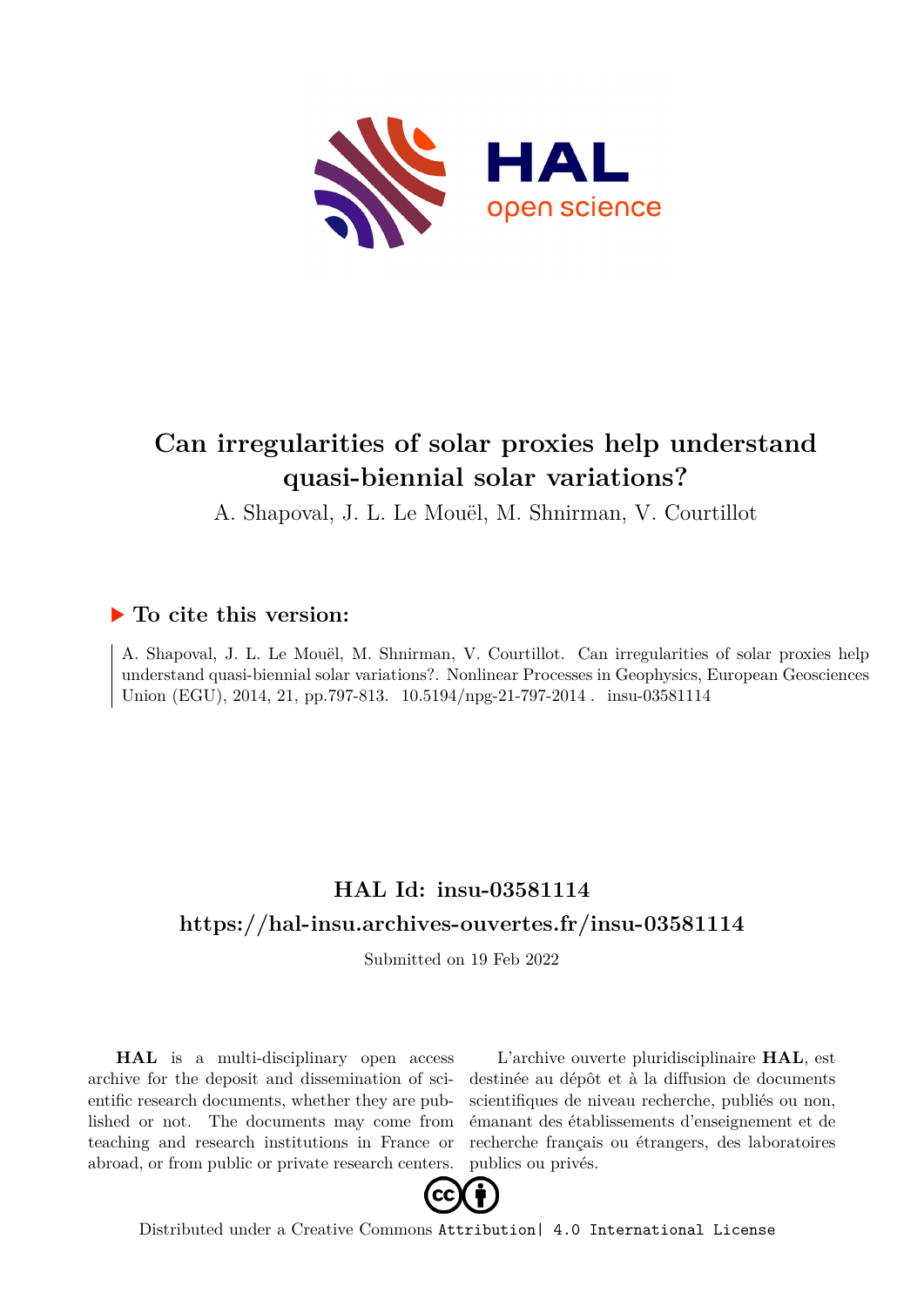# Can irregularities of solar proxies help understand quasi-biennial solar variations?

A. Shapoval, J. L. Le Mouël, M. Shnirman, V. Courtillot

## ▶ To cite this version:

A. Shapoval, J. L. Le Mouël, M. Shnirman, V. Courtillot. Can irregularities of solar proxies help understand quasi-biennial solar variations?. Nonlinear Processes in Geophysics, European Geosciences Union (EGU), 2014, 21, pp.797-813. 10.5194/npg-21-797-2014 . insu-03581114

## HAL Id: insu-03581114

## https://hal-insu.archives-ouvertes.fr/insu-03581114

Submitted on 19 Feb 2022

**HAL** is a multi-disciplinary open access archive for the deposit and dissemination of scientific research documents, whether they are published or not. The documents may come from teaching and research institutions in France or abroad, or from public or private research centers.

L'archive ouverte pluridisciplinaire **HAL**, est destinée au dépôt et à la diffusion de documents scientifiques de niveau recherche, publiés ou non, émanant des établissements d'enseignement et de recherche français ou étrangers, des laboratoires publics ou privés.

Distributed under a Creative Commons Attribution| 4.0 International License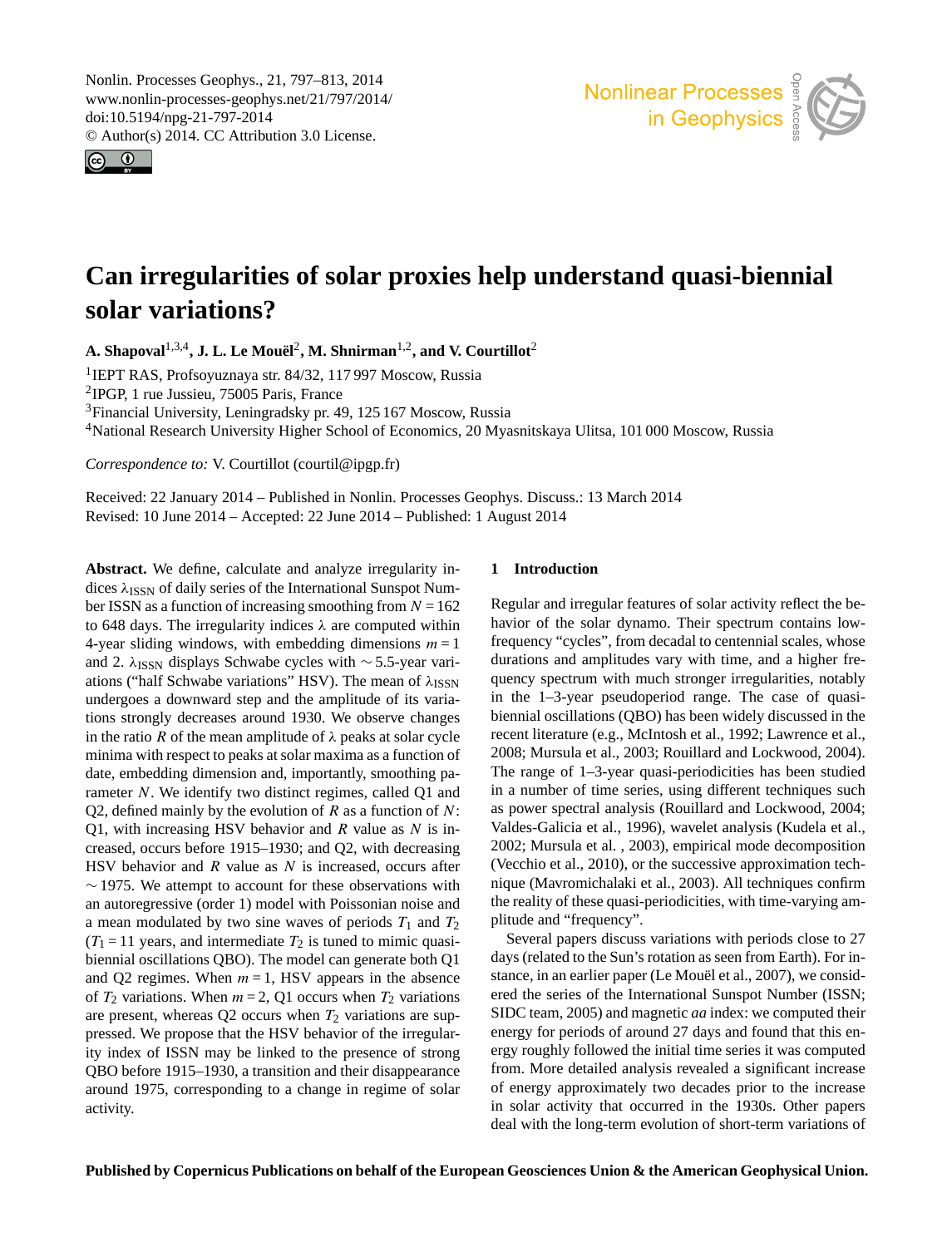# Can irregularities of solar proxies help understand quasi-biennial solar variations?

**A. Shapoval**[1,3,4], **J. L. Le Mouël**[2], **M. Shnirman**[1,2], **and V. Courtillot**[2]

[1]IEPT RAS, Profsoyuznaya str. 84/32, 117 997 Moscow, Russia

[2]IPGP, 1 rue Jussieu, 75005 Paris, France

[3]Financial University, Leningradsky pr. 49, 125 167 Moscow, Russia

[4]National Research University Higher School of Economics, 20 Myasnitskaya Ulitsa, 101 000 Moscow, Russia

*Correspondence to:* V. Courtillot (courtil@ipgp.fr)

Received: 22 January 2014 – Published in Nonlin. Processes Geophys. Discuss.: 13 March 2014
Revised: 10 June 2014 – Accepted: 22 June 2014 – Published: 1 August 2014

**Abstract.** We define, calculate and analyze irregularity indices $\lambda_{\mathrm{ISSN}}$ of daily series of the International Sunspot Number ISSN as a function of increasing smoothing from $N = 162$ to 648 days. The irregularity indices $\lambda$ are computed within 4-year sliding windows, with embedding dimensions $m = 1$ and 2. $\lambda_{\mathrm{ISSN}}$ displays Schwabe cycles with $\sim 5.5$-year variations ("half Schwabe variations" HSV). The mean of $\lambda_{\mathrm{ISSN}}$ undergoes a downward step and the amplitude of its variations strongly decreases around 1930. We observe changes in the ratio $R$ of the mean amplitude of $\lambda$ peaks at solar cycle minima with respect to peaks at solar maxima as a function of date, embedding dimension and, importantly, smoothing parameter $N$. We identify two distinct regimes, called Q1 and Q2, defined mainly by the evolution of $R$ as a function of $N$: Q1, with increasing HSV behavior and $R$ value as $N$ is increased, occurs before 1915–1930; and Q2, with decreasing HSV behavior and $R$ value as $N$ is increased, occurs after $\sim 1975$. We attempt to account for these observations with an autoregressive (order 1) model with Poissonian noise and a mean modulated by two sine waves of periods $T_1$ and $T_2$ ($T_1 = 11$ years, and intermediate $T_2$ is tuned to mimic quasi-biennial oscillations QBO). The model can generate both Q1 and Q2 regimes. When $m = 1$, HSV appears in the absence of $T_2$ variations. When $m = 2$, Q1 occurs when $T_2$ variations are present, whereas Q2 occurs when $T_2$ variations are suppressed. We propose that the HSV behavior of the irregularity index of ISSN may be linked to the presence of strong QBO before 1915–1930, a transition and their disappearance around 1975, corresponding to a change in regime of solar activity.

## 1 Introduction

Regular and irregular features of solar activity reflect the behavior of the solar dynamo. Their spectrum contains low-frequency "cycles", from decadal to centennial scales, whose durations and amplitudes vary with time, and a higher frequency spectrum with much stronger irregularities, notably in the 1–3-year pseudoperiod range. The case of quasi-biennial oscillations (QBO) has been widely discussed in the recent literature (e.g., McIntosh et al., 1992; Lawrence et al., 2008; Mursula et al., 2003; Rouillard and Lockwood, 2004). The range of 1–3-year quasi-periodicities has been studied in a number of time series, using different techniques such as power spectral analysis (Rouillard and Lockwood, 2004; Valdes-Galicia et al., 1996), wavelet analysis (Kudela et al., 2002; Mursula et al. , 2003), empirical mode decomposition (Vecchio et al., 2010), or the successive approximation technique (Mavromichalaki et al., 2003). All techniques confirm the reality of these quasi-periodicities, with time-varying amplitude and "frequency".

Several papers discuss variations with periods close to 27 days (related to the Sun's rotation as seen from Earth). For instance, in an earlier paper (Le Mouël et al., 2007), we considered the series of the International Sunspot Number (ISSN; SIDC team, 2005) and magnetic *aa* index: we computed their energy for periods of around 27 days and found that this energy roughly followed the initial time series it was computed from. More detailed analysis revealed a significant increase of energy approximately two decades prior to the increase in solar activity that occurred in the 1930s. Other papers deal with the long-term evolution of short-term variations of

**Published by Copernicus Publications on behalf of the European Geosciences Union & the American Geophysical Union.**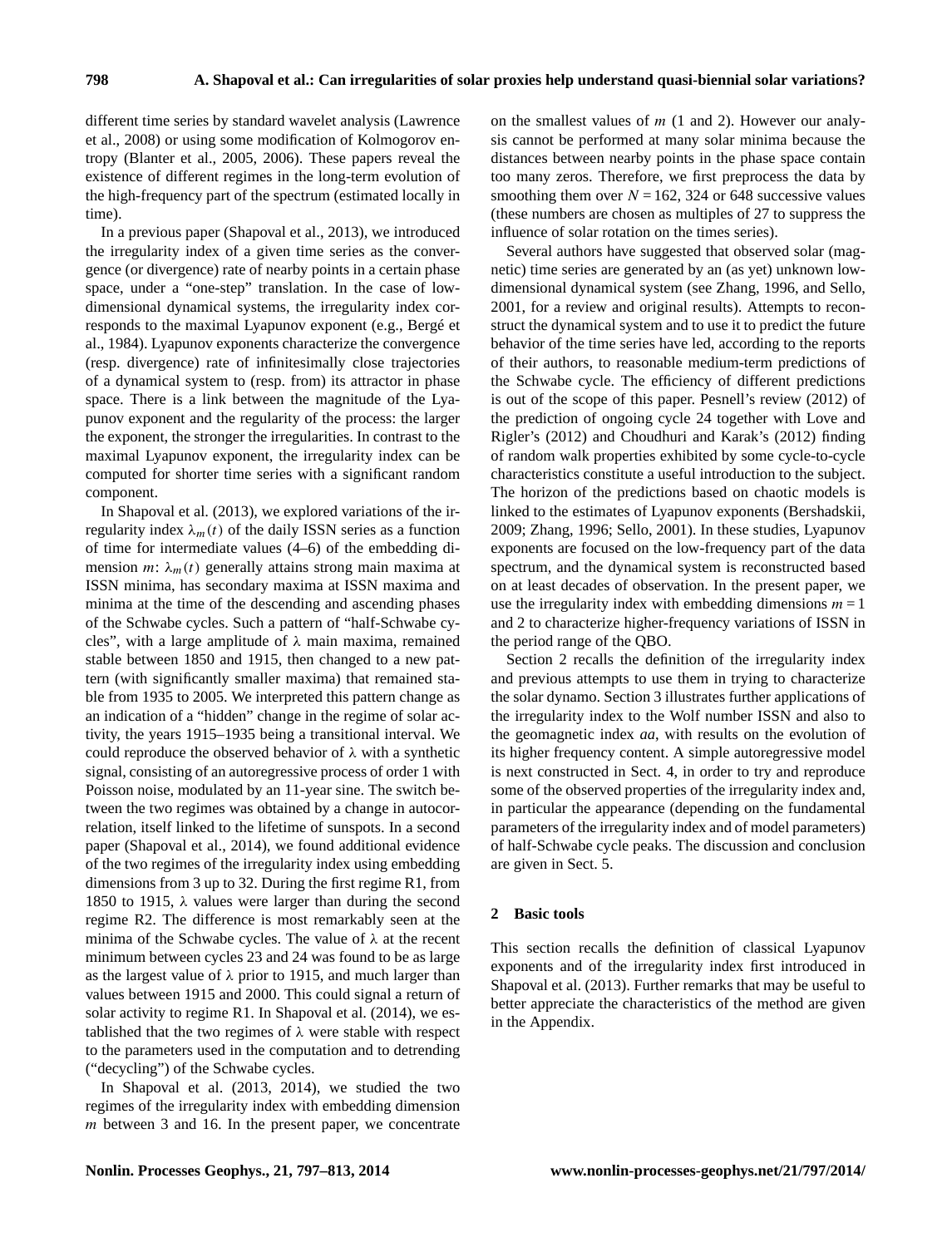different time series by standard wavelet analysis (Lawrence et al., 2008) or using some modification of Kolmogorov entropy (Blanter et al., 2005, 2006). These papers reveal the existence of different regimes in the long-term evolution of the high-frequency part of the spectrum (estimated locally in time).

In a previous paper (Shapoval et al., 2013), we introduced the irregularity index of a given time series as the convergence (or divergence) rate of nearby points in a certain phase space, under a "one-step" translation. In the case of low-dimensional dynamical systems, the irregularity index corresponds to the maximal Lyapunov exponent (e.g., Bergé et al., 1984). Lyapunov exponents characterize the convergence (resp. divergence) rate of infinitesimally close trajectories of a dynamical system to (resp. from) its attractor in phase space. There is a link between the magnitude of the Lyapunov exponent and the regularity of the process: the larger the exponent, the stronger the irregularities. In contrast to the maximal Lyapunov exponent, the irregularity index can be computed for shorter time series with a significant random component.

In Shapoval et al. (2013), we explored variations of the irregularity index $\lambda_m(t)$ of the daily ISSN series as a function of time for intermediate values (4–6) of the embedding dimension $m$: $\lambda_m(t)$ generally attains strong main maxima at ISSN minima, has secondary maxima at ISSN maxima and minima at the time of the descending and ascending phases of the Schwabe cycles. Such a pattern of "half-Schwabe cycles", with a large amplitude of $\lambda$ main maxima, remained stable between 1850 and 1915, then changed to a new pattern (with significantly smaller maxima) that remained stable from 1935 to 2005. We interpreted this pattern change as an indication of a "hidden" change in the regime of solar activity, the years 1915–1935 being a transitional interval. We could reproduce the observed behavior of $\lambda$ with a synthetic signal, consisting of an autoregressive process of order 1 with Poisson noise, modulated by an 11-year sine. The switch between the two regimes was obtained by a change in autocorrelation, itself linked to the lifetime of sunspots. In a second paper (Shapoval et al., 2014), we found additional evidence of the two regimes of the irregularity index using embedding dimensions from 3 up to 32. During the first regime R1, from 1850 to 1915, $\lambda$ values were larger than during the second regime R2. The difference is most remarkably seen at the minima of the Schwabe cycles. The value of $\lambda$ at the recent minimum between cycles 23 and 24 was found to be as large as the largest value of $\lambda$ prior to 1915, and much larger than values between 1915 and 2000. This could signal a return of solar activity to regime R1. In Shapoval et al. (2014), we established that the two regimes of $\lambda$ were stable with respect to the parameters used in the computation and to detrending ("decycling") of the Schwabe cycles.

In Shapoval et al. (2013, 2014), we studied the two regimes of the irregularity index with embedding dimension $m$ between 3 and 16. In the present paper, we concentrate on the smallest values of $m$ (1 and 2). However our analysis cannot be performed at many solar minima because the distances between nearby points in the phase space contain too many zeros. Therefore, we first preprocess the data by smoothing them over $N = 162$, 324 or 648 successive values (these numbers are chosen as multiples of 27 to suppress the influence of solar rotation on the times series).

Several authors have suggested that observed solar (magnetic) time series are generated by an (as yet) unknown low-dimensional dynamical system (see Zhang, 1996, and Sello, 2001, for a review and original results). Attempts to reconstruct the dynamical system and to use it to predict the future behavior of the time series have led, according to the reports of their authors, to reasonable medium-term predictions of the Schwabe cycle. The efficiency of different predictions is out of the scope of this paper. Pesnell's review (2012) of the prediction of ongoing cycle 24 together with Love and Rigler's (2012) and Choudhuri and Karak's (2012) finding of random walk properties exhibited by some cycle-to-cycle characteristics constitute a useful introduction to the subject. The horizon of the predictions based on chaotic models is linked to the estimates of Lyapunov exponents (Bershadskii, 2009; Zhang, 1996; Sello, 2001). In these studies, Lyapunov exponents are focused on the low-frequency part of the data spectrum, and the dynamical system is reconstructed based on at least decades of observation. In the present paper, we use the irregularity index with embedding dimensions $m = 1$ and 2 to characterize higher-frequency variations of ISSN in the period range of the QBO.

Section 2 recalls the definition of the irregularity index and previous attempts to use them in trying to characterize the solar dynamo. Section 3 illustrates further applications of the irregularity index to the Wolf number ISSN and also to the geomagnetic index *aa*, with results on the evolution of its higher frequency content. A simple autoregressive model is next constructed in Sect. 4, in order to try and reproduce some of the observed properties of the irregularity index and, in particular the appearance (depending on the fundamental parameters of the irregularity index and of model parameters) of half-Schwabe cycle peaks. The discussion and conclusion are given in Sect. 5.

## 2 Basic tools

This section recalls the definition of classical Lyapunov exponents and of the irregularity index first introduced in Shapoval et al. (2013). Further remarks that may be useful to better appreciate the characteristics of the method are given in the Appendix.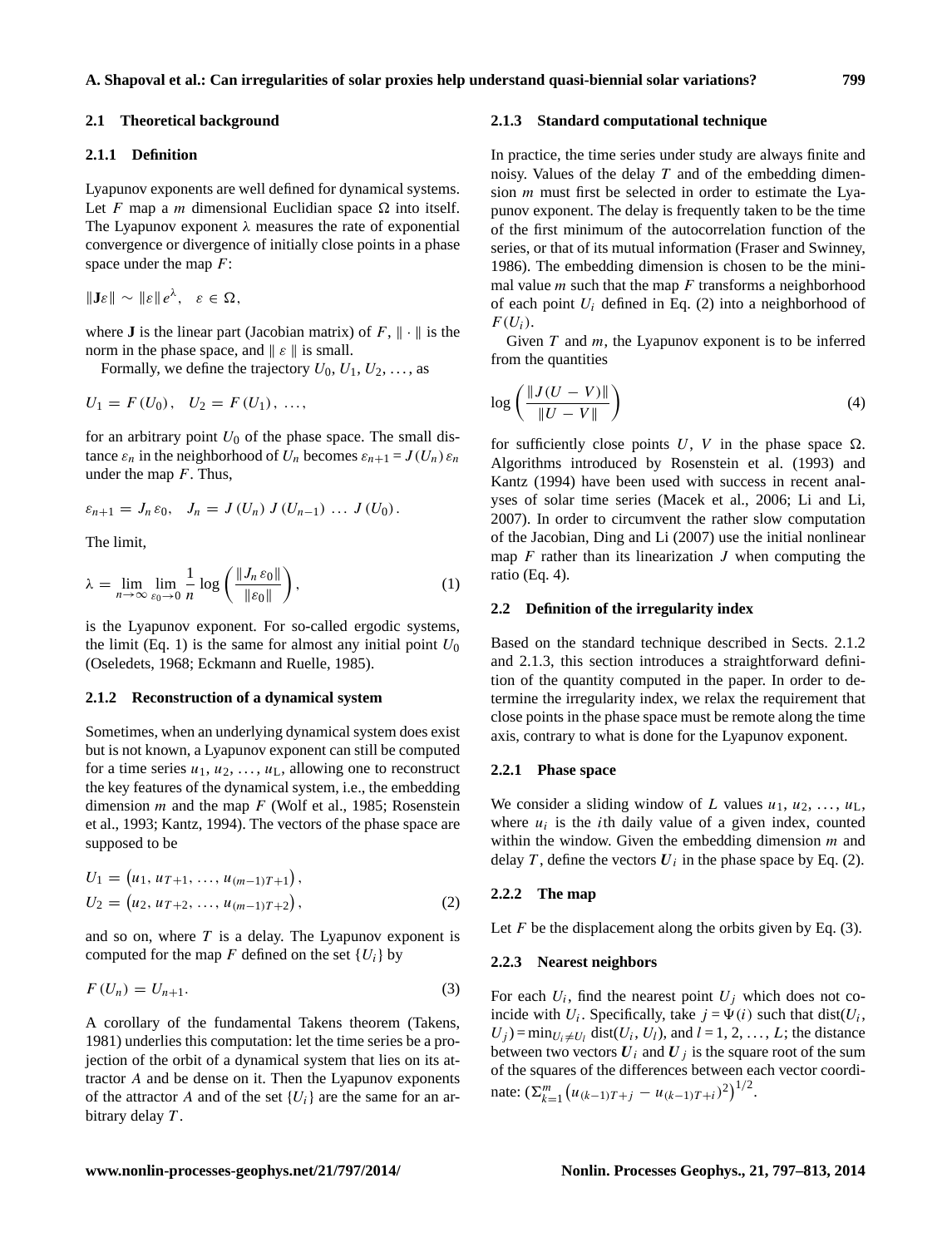### 2.1 Theoretical background

#### 2.1.1 Definition

Lyapunov exponents are well defined for dynamical systems. Let $F$ map a $m$ dimensional Euclidian space $\Omega$ into itself. The Lyapunov exponent $\lambda$ measures the rate of exponential convergence or divergence of initially close points in a phase space under the map $F$:

$$\|\mathbf{J}\varepsilon\| \sim \|\varepsilon\| e^{\lambda}, \quad \varepsilon \in \Omega,$$

where $\mathbf{J}$ is the linear part (Jacobian matrix) of $F$, $\|\cdot\|$ is the norm in the phase space, and $\|\varepsilon\|$ is small.

Formally, we define the trajectory $U_0, U_1, U_2, \ldots,$ as

$$U_1 = F(U_0), \quad U_2 = F(U_1), \ldots,$$

for an arbitrary point $U_0$ of the phase space. The small distance $\varepsilon_n$ in the neighborhood of $U_n$ becomes $\varepsilon_{n+1} = J(U_n)\,\varepsilon_n$ under the map $F$. Thus,

$$\varepsilon_{n+1} = J_n\,\varepsilon_0, \quad J_n = J(U_n)\,J(U_{n-1})\,\ldots\,J(U_0).$$

The limit,

$$\lambda = \lim_{n\to\infty} \lim_{\varepsilon_0 \to 0} \frac{1}{n} \log\left(\frac{\|J_n\,\varepsilon_0\|}{\|\varepsilon_0\|}\right), \tag{1}$$

is the Lyapunov exponent. For so-called ergodic systems, the limit (Eq. 1) is the same for almost any initial point $U_0$ (Oseledets, 1968; Eckmann and Ruelle, 1985).

#### 2.1.2 Reconstruction of a dynamical system

Sometimes, when an underlying dynamical system does exist but is not known, a Lyapunov exponent can still be computed for a time series $u_1, u_2, \ldots, u_{\mathrm{L}}$, allowing one to reconstruct the key features of the dynamical system, i.e., the embedding dimension $m$ and the map $F$ (Wolf et al., 1985; Rosenstein et al., 1993; Kantz, 1994). The vectors of the phase space are supposed to be

$$\begin{aligned} U_1 &= \left(u_1, u_{T+1}, \ldots, u_{(m-1)T+1}\right), \\ U_2 &= \left(u_2, u_{T+2}, \ldots, u_{(m-1)T+2}\right), \end{aligned} \tag{2}$$

and so on, where $T$ is a delay. The Lyapunov exponent is computed for the map $F$ defined on the set $\{U_i\}$ by

$$F(U_n) = U_{n+1}. \tag{3}$$

A corollary of the fundamental Takens theorem (Takens, 1981) underlies this computation: let the time series be a projection of the orbit of a dynamical system that lies on its attractor $A$ and be dense on it. Then the Lyapunov exponents of the attractor $A$ and of the set $\{U_i\}$ are the same for an arbitrary delay $T$.

#### 2.1.3 Standard computational technique

In practice, the time series under study are always finite and noisy. Values of the delay $T$ and of the embedding dimension $m$ must first be selected in order to estimate the Lyapunov exponent. The delay is frequently taken to be the time of the first minimum of the autocorrelation function of the series, or that of its mutual information (Fraser and Swinney, 1986). The embedding dimension is chosen to be the minimal value $m$ such that the map $F$ transforms a neighborhood of each point $U_i$ defined in Eq. (2) into a neighborhood of $F(U_i)$.

Given $T$ and $m$, the Lyapunov exponent is to be inferred from the quantities

$$\log\left(\frac{\|J(U - V)\|}{\|U - V\|}\right) \tag{4}$$

for sufficiently close points $U$, $V$ in the phase space $\Omega$. Algorithms introduced by Rosenstein et al. (1993) and Kantz (1994) have been used with success in recent analyses of solar time series (Macek et al., 2006; Li and Li, 2007). In order to circumvent the rather slow computation of the Jacobian, Ding and Li (2007) use the initial nonlinear map $F$ rather than its linearization $J$ when computing the ratio (Eq. 4).

### 2.2 Definition of the irregularity index

Based on the standard technique described in Sects. 2.1.2 and 2.1.3, this section introduces a straightforward definition of the quantity computed in the paper. In order to determine the irregularity index, we relax the requirement that close points in the phase space must be remote along the time axis, contrary to what is done for the Lyapunov exponent.

#### 2.2.1 Phase space

We consider a sliding window of $L$ values $u_1, u_2, \ldots, u_{\mathrm{L}}$, where $u_i$ is the $i$th daily value of a given index, counted within the window. Given the embedding dimension $m$ and delay $T$, define the vectors $\boldsymbol{U}_i$ in the phase space by Eq. (2).

#### 2.2.2 The map

Let $F$ be the displacement along the orbits given by Eq. (3).

#### 2.2.3 Nearest neighbors

For each $U_i$, find the nearest point $U_j$ which does not coincide with $U_i$. Specifically, take $j = \Psi(i)$ such that $\mathrm{dist}(U_i, U_j) = \min_{U_i \neq U_l} \mathrm{dist}(U_i, U_l)$, and $l = 1, 2, \ldots, L$; the distance between two vectors $\boldsymbol{U}_i$ and $\boldsymbol{U}_j$ is the square root of the sum of the squares of the differences between each vector coordinate: $\left(\Sigma_{k=1}^{m}\left(u_{(k-1)T+j} - u_{(k-1)T+i}\right)^2\right)^{1/2}$.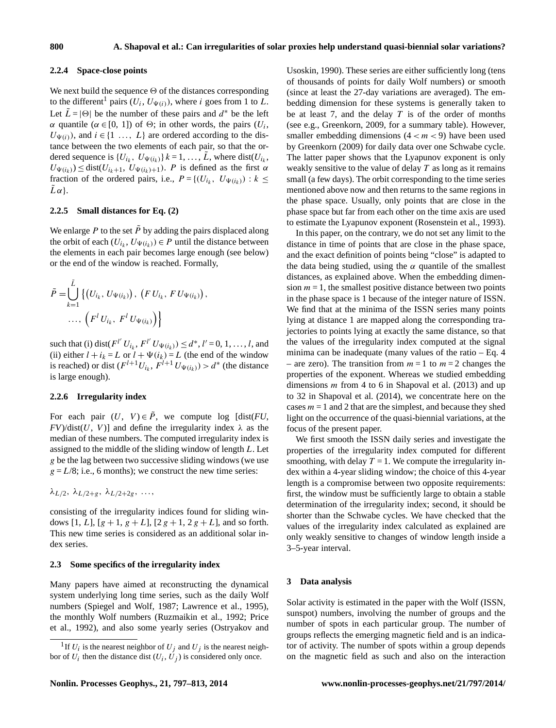### 2.2.4 Space-close points

We next build the sequence $\Theta$ of the distances corresponding to the different[1] pairs $(U_i, U_{\Psi(i)})$, where $i$ goes from 1 to $L$. Let $\tilde{L} = |\Theta|$ be the number of these pairs and $d^*$ be the left $\alpha$ quantile ($\alpha \in [0, 1]$) of $\Theta$; in other words, the pairs $(U_i, U_{\Psi(i)})$, and $i \in \{1 \ldots, L\}$ are ordered according to the distance between the two elements of each pair, so that the ordered sequence is $\{U_{i_k}, U_{\Psi(i_k)}\}\ k = 1, \ldots, \tilde{L}$, where $\text{dist}(U_{i_k}, U_{\Psi(i_k)}) \leq \text{dist}(U_{i_k+1}, U_{\Psi(i_k)+1})$. $P$ is defined as the first $\alpha$ fraction of the ordered pairs, i.e., $P = \{(U_{i_k}, U_{\Psi(i_k)}) : k \leq \tilde{L}\alpha\}$.

### 2.2.5 Small distances for Eq. (2)

We enlarge $P$ to the set $\tilde{P}$ by adding the pairs displaced along the orbit of each $(U_{i_k}, U_{\Psi(i_k)}) \in P$ until the distance between the elements in each pair becomes large enough (see below) or the end of the window is reached. Formally,

$$\tilde{P} = \bigcup_{k=1}^{\tilde{L}} \left\{ \left(U_{i_k}, U_{\Psi(i_k)}\right), \left(F\,U_{i_k}, F\,U_{\Psi(i_k)}\right), \ldots, \left(F^l\,U_{i_k}, F^l\,U_{\Psi(i_k)}\right) \right\}$$

such that (i) $\text{dist}(F^{l'}\,U_{i_k}, F^{l'}\,U_{\Psi(i_k)}) \leq d^*, l' = 0, 1, \ldots, l$, and (ii) either $l + i_k = L$ or $l + \Psi(i_k) = L$ (the end of the window is reached) or dist $(F^{l+1}U_{i_k}, F^{l+1}U_{\Psi(i_k)}) > d^*$ (the distance is large enough).

### 2.2.6 Irregularity index

For each pair $(U, V) \in \tilde{P}$, we compute log [dist($FU$, $FV$)/dist($U$, $V$)] and define the irregularity index $\lambda$ as the median of these numbers. The computed irregularity index is assigned to the middle of the sliding window of length $L$. Let $g$ be the lag between two successive sliding windows (we use $g = L/8$; i.e., 6 months); we construct the new time series:

$\lambda_{L/2},\ \lambda_{L/2+g},\ \lambda_{L/2+2g},\ \ldots,$

consisting of the irregularity indices found for sliding windows $[1, L]$, $[g+1, g+L]$, $[2g+1, 2g+L]$, and so forth. This new time series is considered as an additional solar index series.

## 2.3 Some specifics of the irregularity index

Many papers have aimed at reconstructing the dynamical system underlying long time series, such as the daily Wolf numbers (Spiegel and Wolf, 1987; Lawrence et al., 1995), the monthly Wolf numbers (Ruzmaikin et al., 1992; Price et al., 1992), and also some yearly series (Ostryakov and Usoskin, 1990). These series are either sufficiently long (tens of thousands of points for daily Wolf numbers) or smooth (since at least the 27-day variations are averaged). The embedding dimension for these systems is generally taken to be at least 7, and the delay $T$ is of the order of months (see e.g., Greenkorn, 2009, for a summary table). However, smaller embedding dimensions ($4 < m < 9$) have been used by Greenkorn (2009) for daily data over one Schwabe cycle. The latter paper shows that the Lyapunov exponent is only weakly sensitive to the value of delay $T$ as long as it remains small (a few days). The orbit corresponding to the time series mentioned above now and then returns to the same regions in the phase space. Usually, only points that are close in the phase space but far from each other on the time axis are used to estimate the Lyapunov exponent (Rosenstein et al., 1993).

In this paper, on the contrary, we do not set any limit to the distance in time of points that are close in the phase space, and the exact definition of points being "close" is adapted to the data being studied, using the $\alpha$ quantile of the smallest distances, as explained above. When the embedding dimension $m = 1$, the smallest positive distance between two points in the phase space is 1 because of the integer nature of ISSN. We find that at the minima of the ISSN series many points lying at distance 1 are mapped along the corresponding trajectories to points lying at exactly the same distance, so that the values of the irregularity index computed at the signal minima can be inadequate (many values of the ratio – Eq. 4 – are zero). The transition from $m = 1$ to $m = 2$ changes the properties of the exponent. Whereas we studied embedding dimensions $m$ from 4 to 6 in Shapoval et al. (2013) and up to 32 in Shapoval et al. (2014), we concentrate here on the cases $m = 1$ and 2 that are the simplest, and because they shed light on the occurrence of the quasi-biennial variations, at the focus of the present paper.

We first smooth the ISSN daily series and investigate the properties of the irregularity index computed for different smoothing, with delay $T = 1$. We compute the irregularity index within a 4-year sliding window; the choice of this 4-year length is a compromise between two opposite requirements: first, the window must be sufficiently large to obtain a stable determination of the irregularity index; second, it should be shorter than the Schwabe cycles. We have checked that the values of the irregularity index calculated as explained are only weakly sensitive to changes of window length inside a 3–5-year interval.

# 3 Data analysis

Solar activity is estimated in the paper with the Wolf (ISSN, sunspot) numbers, involving the number of groups and the number of spots in each particular group. The number of groups reflects the emerging magnetic field and is an indicator of activity. The number of spots within a group depends on the magnetic field as such and also on the interaction

[1] If $U_i$ is the nearest neighbor of $U_j$ and $U_j$ is the nearest neighbor of $U_i$ then the distance dist $(U_i, U_j)$ is considered only once.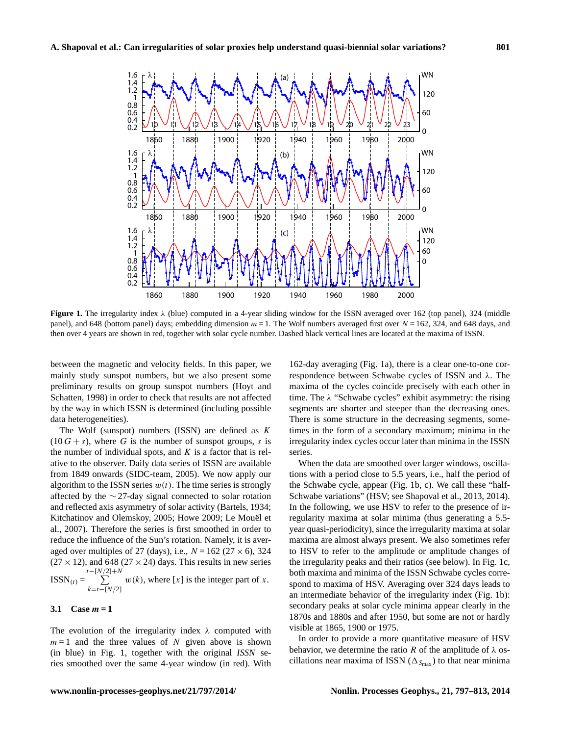λ
(a)
WN
1.6
1.4
1.2
1
0.8
0.6
0.4
0.2
120
60
0
10 11 12 13 14 15 16 17 18 19 20 21 22 23
1860 1880 1900 1920 1940 1960 1980 2000

λ
(b)
WN
1.6
1.4
1.2
1
0.8
0.6
0.4
0.2
120
60
0
1860 1880 1900 1920 1940 1960 1980 2000

λ
(c)
WN
1.6
1.4
1.2
1
0.8
0.6
0.4
0.2
120
60
0
1860 1880 1900 1920 1940 1960 1980 2000

**Figure 1.** The irregularity index λ (blue) computed in a 4-year sliding window for the ISSN averaged over 162 (top panel), 324 (middle panel), and 648 (bottom panel) days; embedding dimension $m = 1$. The Wolf numbers averaged first over $N = 162$, 324, and 648 days, and then over 4 years are shown in red, together with solar cycle number. Dashed black vertical lines are located at the maxima of ISSN.

between the magnetic and velocity fields. In this paper, we mainly study sunspot numbers, but we also present some preliminary results on group sunspot numbers (Hoyt and Schatten, 1998) in order to check that results are not affected by the way in which ISSN is determined (including possible data heterogeneities).

The Wolf (sunspot) numbers (ISSN) are defined as $K(10\,G + s)$, where $G$ is the number of sunspot groups, $s$ is the number of individual spots, and $K$ is a factor that is relative to the observer. Daily data series of ISSN are available from 1849 onwards (SIDC-team, 2005). We now apply our algorithm to the ISSN series $w(t)$. The time series is strongly affected by the ∼27-day signal connected to solar rotation and reflected axis asymmetry of solar activity (Bartels, 1934; Kitchatinov and Olemskoy, 2005; Howe 2009; Le Mouël et al., 2007). Therefore the series is first smoothed in order to reduce the influence of the Sun's rotation. Namely, it is averaged over multiples of 27 (days), i.e., $N = 162$ ($27 \times 6$), 324 ($27 \times 12$), and 648 ($27 \times 24$) days. This results in new series $\mathrm{ISSN}_{(t)} = \sum_{k=t-[N/2]}^{t-[N/2]+N} w(k)$, where $[x]$ is the integer part of $x$.

### 3.1 Case $m = 1$

The evolution of the irregularity index λ computed with $m = 1$ and the three values of $N$ given above is shown (in blue) in Fig. 1, together with the original *ISSN* series smoothed over the same 4-year window (in red). With 162-day averaging (Fig. 1a), there is a clear one-to-one correspondence between Schwabe cycles of ISSN and λ. The maxima of the cycles coincide precisely with each other in time. The λ "Schwabe cycles" exhibit asymmetry: the rising segments are shorter and steeper than the decreasing ones. There is some structure in the decreasing segments, sometimes in the form of a secondary maximum; minima in the irregularity index cycles occur later than minima in the ISSN series.

When the data are smoothed over larger windows, oscillations with a period close to 5.5 years, i.e., half the period of the Schwabe cycle, appear (Fig. 1b, c). We call these "half-Schwabe variations" (HSV; see Shapoval et al., 2013, 2014). In the following, we use HSV to refer to the presence of irregularity maxima at solar minima (thus generating a 5.5-year quasi-periodicity), since the irregularity maxima at solar maxima are almost always present. We also sometimes refer to HSV to refer to the amplitude or amplitude changes of the irregularity peaks and their ratios (see below). In Fig. 1c, both maxima and minima of the ISSN Schwabe cycles correspond to maxima of HSV. Averaging over 324 days leads to an intermediate behavior of the irregularity index (Fig. 1b): secondary peaks at solar cycle minima appear clearly in the 1870s and 1880s and after 1950, but some are not or hardly visible at 1865, 1900 or 1975.

In order to provide a more quantitative measure of HSV behavior, we determine the ratio $R$ of the amplitude of λ oscillations near maxima of ISSN ($\Delta_{S_{\max}}$) to that near minima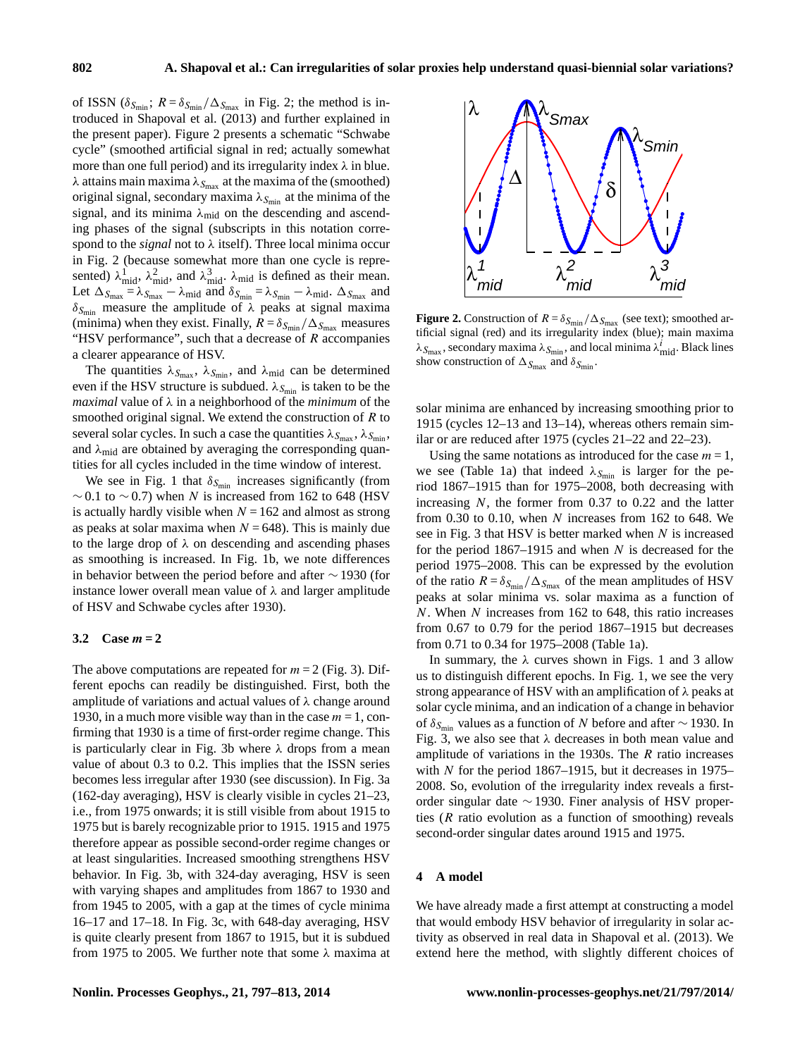of ISSN ($\delta_{S_{\min}}$; $R = \delta_{S_{\min}}/\Delta_{S_{\max}}$ in Fig. 2; the method is introduced in Shapoval et al. (2013) and further explained in the present paper). Figure 2 presents a schematic "Schwabe cycle" (smoothed artificial signal in red; actually somewhat more than one full period) and its irregularity index $\lambda$ in blue. $\lambda$ attains main maxima $\lambda_{S_{\max}}$ at the maxima of the (smoothed) original signal, secondary maxima $\lambda_{S_{\min}}$ at the minima of the signal, and its minima $\lambda_{\text{mid}}$ on the descending and ascending phases of the signal (subscripts in this notation correspond to the *signal* not to $\lambda$ itself). Three local minima occur in Fig. 2 (because somewhat more than one cycle is represented) $\lambda^1_{\text{mid}}$, $\lambda^2_{\text{mid}}$, and $\lambda^3_{\text{mid}}$. $\lambda_{\text{mid}}$ is defined as their mean. Let $\Delta_{S_{\max}} = \lambda_{S_{\max}} - \lambda_{\text{mid}}$ and $\delta_{S_{\min}} = \lambda_{S_{\min}} - \lambda_{\text{mid}}$. $\Delta_{S_{\max}}$ and $\delta_{S_{\min}}$ measure the amplitude of $\lambda$ peaks at signal maxima (minima) when they exist. Finally, $R = \delta_{S_{\min}}/\Delta_{S_{\max}}$ measures "HSV performance", such that a decrease of $R$ accompanies a clearer appearance of HSV.

The quantities $\lambda_{S_{\max}}$, $\lambda_{S_{\min}}$, and $\lambda_{\text{mid}}$ can be determined even if the HSV structure is subdued. $\lambda_{S_{\min}}$ is taken to be the *maximal* value of $\lambda$ in a neighborhood of the *minimum* of the smoothed original signal. We extend the construction of $R$ to several solar cycles. In such a case the quantities $\lambda_{S_{\max}}$, $\lambda_{S_{\min}}$, and $\lambda_{\text{mid}}$ are obtained by averaging the corresponding quantities for all cycles included in the time window of interest.

We see in Fig. 1 that $\delta_{S_{\min}}$ increases significantly (from $\sim 0.1$ to $\sim 0.7$) when $N$ is increased from 162 to 648 (HSV is actually hardly visible when $N = 162$ and almost as strong as peaks at solar maxima when $N = 648$). This is mainly due to the large drop of $\lambda$ on descending and ascending phases as smoothing is increased. In Fig. 1b, we note differences in behavior between the period before and after $\sim 1930$ (for instance lower overall mean value of $\lambda$ and larger amplitude of HSV and Schwabe cycles after 1930).

### 3.2 Case $m = 2$

The above computations are repeated for $m = 2$ (Fig. 3). Different epochs can readily be distinguished. First, both the amplitude of variations and actual values of $\lambda$ change around 1930, in a much more visible way than in the case $m = 1$, confirming that 1930 is a time of first-order regime change. This is particularly clear in Fig. 3b where $\lambda$ drops from a mean value of about 0.3 to 0.2. This implies that the ISSN series becomes less irregular after 1930 (see discussion). In Fig. 3a (162-day averaging), HSV is clearly visible in cycles 21–23, i.e., from 1975 onwards; it is still visible from about 1915 to 1975 but is barely recognizable prior to 1915. 1915 and 1975 therefore appear as possible second-order regime changes or at least singularities. Increased smoothing strengthens HSV behavior. In Fig. 3b, with 324-day averaging, HSV is seen with varying shapes and amplitudes from 1867 to 1930 and from 1945 to 2005, with a gap at the times of cycle minima 16–17 and 17–18. In Fig. 3c, with 648-day averaging, HSV is quite clearly present from 1867 to 1915, but it is subdued from 1975 to 2005. We further note that some $\lambda$ maxima at

λ
λSmax
λSmin
Δ
δ
λ1mid
λ2mid
λ3mid

**Figure 2.** Construction of $R = \delta_{S_{\min}}/\Delta_{S_{\max}}$ (see text); smoothed artificial signal (red) and its irregularity index (blue); main maxima $\lambda_{S_{\max}}$, secondary maxima $\lambda_{S_{\min}}$, and local minima $\lambda^i_{\text{mid}}$. Black lines show construction of $\Delta_{S_{\max}}$ and $\delta_{S_{\min}}$.

solar minima are enhanced by increasing smoothing prior to 1915 (cycles 12–13 and 13–14), whereas others remain similar or are reduced after 1975 (cycles 21–22 and 22–23).

Using the same notations as introduced for the case $m = 1$, we see (Table 1a) that indeed $\lambda_{S_{\min}}$ is larger for the period 1867–1915 than for 1975–2008, both decreasing with increasing $N$, the former from 0.37 to 0.22 and the latter from 0.30 to 0.10, when $N$ increases from 162 to 648. We see in Fig. 3 that HSV is better marked when $N$ is increased for the period 1867–1915 and when $N$ is decreased for the period 1975–2008. This can be expressed by the evolution of the ratio $R = \delta_{S_{\min}}/\Delta_{S_{\max}}$ of the mean amplitudes of HSV peaks at solar minima vs. solar maxima as a function of $N$. When $N$ increases from 162 to 648, this ratio increases from 0.67 to 0.79 for the period 1867–1915 but decreases from 0.71 to 0.34 for 1975–2008 (Table 1a).

In summary, the $\lambda$ curves shown in Figs. 1 and 3 allow us to distinguish different epochs. In Fig. 1, we see the very strong appearance of HSV with an amplification of $\lambda$ peaks at solar cycle minima, and an indication of a change in behavior of $\delta_{S_{\min}}$ values as a function of $N$ before and after $\sim 1930$. In Fig. 3, we also see that $\lambda$ decreases in both mean value and amplitude of variations in the 1930s. The $R$ ratio increases with $N$ for the period 1867–1915, but it decreases in 1975–2008. So, evolution of the irregularity index reveals a first-order singular date $\sim 1930$. Finer analysis of HSV properties ($R$ ratio evolution as a function of smoothing) reveals second-order singular dates around 1915 and 1975.

## 4 A model

We have already made a first attempt at constructing a model that would embody HSV behavior of irregularity in solar activity as observed in real data in Shapoval et al. (2013). We extend here the method, with slightly different choices of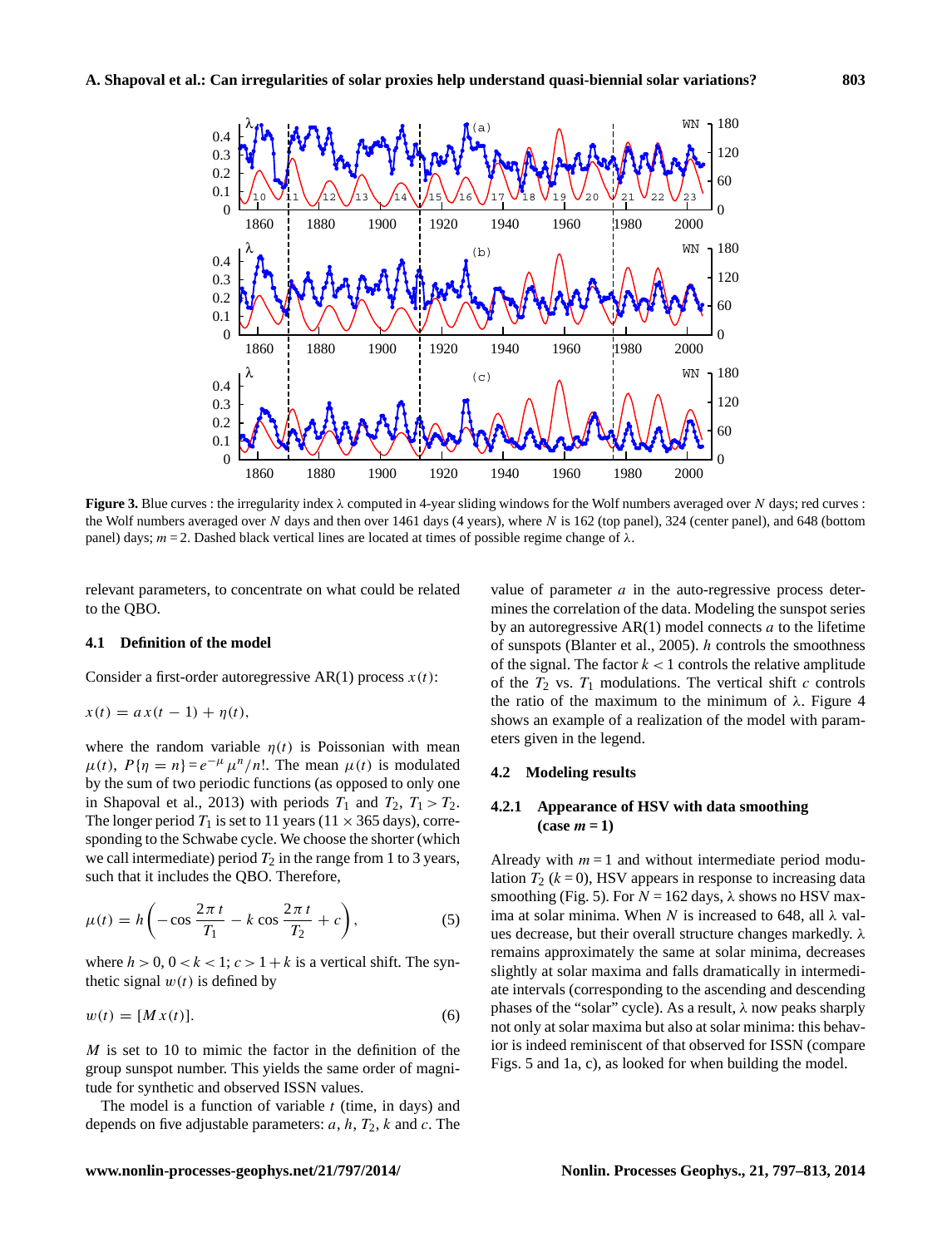λ
0.4
0.3
0.2
0.1
0
(a)
WN
180
120
60
0
10 11 12 13 14 15 16 17 18 19 20 21 22 23
1860 1880 1900 1920 1940 1960 1980 2000

λ
0.4
0.3
0.2
0.1
0
(b)
WN
180
120
60
0
1860 1880 1900 1920 1940 1960 1980 2000

λ
0.4
0.3
0.2
0.1
0
(c)
WN
180
120
60
0
1860 1880 1900 1920 1940 1960 1980 2000

**Figure 3.** Blue curves : the irregularity index $\lambda$ computed in 4-year sliding windows for the Wolf numbers averaged over $N$ days; red curves : the Wolf numbers averaged over $N$ days and then over 1461 days (4 years), where $N$ is 162 (top panel), 324 (center panel), and 648 (bottom panel) days; $m = 2$. Dashed black vertical lines are located at times of possible regime change of $\lambda$.

relevant parameters, to concentrate on what could be related to the QBO.

### 4.1 Definition of the model

Consider a first-order autoregressive AR(1) process $x(t)$:

$$x(t) = a\,x(t-1) + \eta(t),$$

where the random variable $\eta(t)$ is Poissonian with mean $\mu(t)$, $P\{\eta = n\} = e^{-\mu}\mu^n/n!$. The mean $\mu(t)$ is modulated by the sum of two periodic functions (as opposed to only one in Shapoval et al., 2013) with periods $T_1$ and $T_2$, $T_1 > T_2$. The longer period $T_1$ is set to 11 years ($11 \times 365$ days), corresponding to the Schwabe cycle. We choose the shorter (which we call intermediate) period $T_2$ in the range from 1 to 3 years, such that it includes the QBO. Therefore,

$$\mu(t) = h\left(-\cos\frac{2\pi\,t}{T_1} - k\cos\frac{2\pi\,t}{T_2} + c\right), \tag{5}$$

where $h > 0$, $0 < k < 1$; $c > 1 + k$ is a vertical shift. The synthetic signal $w(t)$ is defined by

$$w(t) = [M\,x(t)]. \tag{6}$$

$M$ is set to 10 to mimic the factor in the definition of the group sunspot number. This yields the same order of magnitude for synthetic and observed ISSN values.

The model is a function of variable $t$ (time, in days) and depends on five adjustable parameters: $a$, $h$, $T_2$, $k$ and $c$. The value of parameter $a$ in the auto-regressive process determines the correlation of the data. Modeling the sunspot series by an autoregressive AR(1) model connects $a$ to the lifetime of sunspots (Blanter et al., 2005). $h$ controls the smoothness of the signal. The factor $k < 1$ controls the relative amplitude of the $T_2$ vs. $T_1$ modulations. The vertical shift $c$ controls the ratio of the maximum to the minimum of $\lambda$. Figure 4 shows an example of a realization of the model with parameters given in the legend.

### 4.2 Modeling results

#### 4.2.1 Appearance of HSV with data smoothing (case $m = 1$)

Already with $m = 1$ and without intermediate period modulation $T_2$ ($k = 0$), HSV appears in response to increasing data smoothing (Fig. 5). For $N = 162$ days, $\lambda$ shows no HSV maxima at solar minima. When $N$ is increased to 648, all $\lambda$ values decrease, but their overall structure changes markedly. $\lambda$ remains approximately the same at solar minima, decreases slightly at solar maxima and falls dramatically in intermediate intervals (corresponding to the ascending and descending phases of the "solar" cycle). As a result, $\lambda$ now peaks sharply not only at solar maxima but also at solar minima: this behavior is indeed reminiscent of that observed for ISSN (compare Figs. 5 and 1a, c), as looked for when building the model.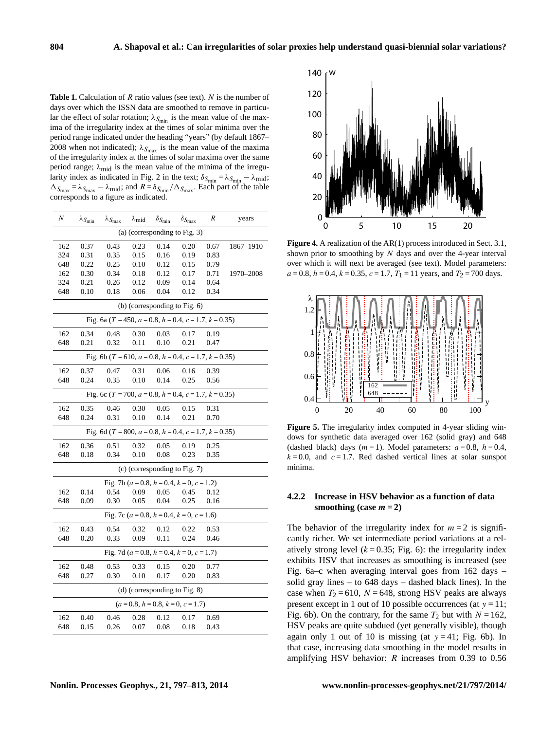**Table 1.** Calculation of $R$ ratio values (see text). $N$ is the number of days over which the ISSN data are smoothed to remove in particular the effect of solar rotation; $\lambda_{S_{\min}}$ is the mean value of the maxima of the irregularity index at the times of solar minima over the period range indicated under the heading "years" (by default 1867–2008 when not indicated); $\lambda_{S_{\max}}$ is the mean value of the maxima of the irregularity index at the times of solar maxima over the same period range; $\lambda_{\mathrm{mid}}$ is the mean value of the minima of the irregularity index as indicated in Fig. 2 in the text; $\delta_{S_{\min}} = \lambda_{S_{\min}} - \lambda_{\mathrm{mid}}$; $\Delta_{S_{\max}} = \lambda_{S_{\max}} - \lambda_{\mathrm{mid}}$; and $R = \delta_{S_{\min}} / \Delta_{S_{\max}}$. Each part of the table corresponds to a figure as indicated.

| $N$ | $\lambda_{S_{\min}}$ | $\lambda_{S_{\max}}$ | $\lambda_{\mathrm{mid}}$ | $\delta_{S_{\min}}$ | $\delta_{S_{\max}}$ | $R$ | years |
|---|---|---|---|---|---|---|---|
| (a) (corresponding to Fig. 3) | | | | | | | |
| 162 | 0.37 | 0.43 | 0.23 | 0.14 | 0.20 | 0.67 | 1867–1910 |
| 324 | 0.31 | 0.35 | 0.15 | 0.16 | 0.19 | 0.83 | |
| 648 | 0.22 | 0.25 | 0.10 | 0.12 | 0.15 | 0.79 | |
| 162 | 0.30 | 0.34 | 0.18 | 0.12 | 0.17 | 0.71 | 1970–2008 |
| 324 | 0.21 | 0.26 | 0.12 | 0.09 | 0.14 | 0.64 | |
| 648 | 0.10 | 0.18 | 0.06 | 0.04 | 0.12 | 0.34 | |
| (b) (corresponding to Fig. 6) | | | | | | | |
| Fig. 6a ($T = 450$, $a = 0.8$, $h = 0.4$, $c = 1.7$, $k = 0.35$) | | | | | | | |
| 162 | 0.34 | 0.48 | 0.30 | 0.03 | 0.17 | 0.19 | |
| 648 | 0.21 | 0.32 | 0.11 | 0.10 | 0.21 | 0.47 | |
| Fig. 6b ($T = 610$, $a = 0.8$, $h = 0.4$, $c = 1.7$, $k = 0.35$) | | | | | | | |
| 162 | 0.37 | 0.47 | 0.31 | 0.06 | 0.16 | 0.39 | |
| 648 | 0.24 | 0.35 | 0.10 | 0.14 | 0.25 | 0.56 | |
| Fig. 6c ($T = 700$, $a = 0.8$, $h = 0.4$, $c = 1.7$, $k = 0.35$) | | | | | | | |
| 162 | 0.35 | 0.46 | 0.30 | 0.05 | 0.15 | 0.31 | |
| 648 | 0.24 | 0.31 | 0.10 | 0.14 | 0.21 | 0.70 | |
| Fig. 6d ($T = 800$, $a = 0.8$, $h = 0.4$, $c = 1.7$, $k = 0.35$) | | | | | | | |
| 162 | 0.36 | 0.51 | 0.32 | 0.05 | 0.19 | 0.25 | |
| 648 | 0.18 | 0.34 | 0.10 | 0.08 | 0.23 | 0.35 | |
| (c) (corresponding to Fig. 7) | | | | | | | |
| Fig. 7b ($a = 0.8$, $h = 0.4$, $k = 0$, $c = 1.2$) | | | | | | | |
| 162 | 0.14 | 0.54 | 0.09 | 0.05 | 0.45 | 0.12 | |
| 648 | 0.09 | 0.30 | 0.05 | 0.04 | 0.25 | 0.16 | |
| Fig. 7c ($a = 0.8$, $h = 0.4$, $k = 0$, $c = 1.6$) | | | | | | | |
| 162 | 0.43 | 0.54 | 0.32 | 0.12 | 0.22 | 0.53 | |
| 648 | 0.20 | 0.33 | 0.09 | 0.11 | 0.24 | 0.46 | |
| Fig. 7d ($a = 0.8$, $h = 0.4$, $k = 0$, $c = 1.7$) | | | | | | | |
| 162 | 0.48 | 0.53 | 0.33 | 0.15 | 0.20 | 0.77 | |
| 648 | 0.27 | 0.30 | 0.10 | 0.17 | 0.20 | 0.83 | |
| (d) (corresponding to Fig. 8) | | | | | | | |
| ($a = 0.8$, $h = 0.8$, $k = 0$, $c = 1.7$) | | | | | | | |
| 162 | 0.40 | 0.46 | 0.28 | 0.12 | 0.17 | 0.69 | |
| 648 | 0.15 | 0.26 | 0.07 | 0.08 | 0.18 | 0.43 | |

140 w
120
100
80
60
40
20
0
0 5 10 15 20

**Figure 4.** A realization of the AR(1) process introduced in Sect. 3.1, shown prior to smoothing by $N$ days and over the 4-year interval over which it will next be averaged (see text). Model parameters: $a = 0.8$, $h = 0.4$, $k = 0.35$, $c = 1.7$, $T_1 = 11$ years, and $T_2 = 700$ days.

λ
1.2
1
0.8
0.6
0.4
0 20 40 60 80 100 y
162
648

**Figure 5.** The irregularity index computed in 4-year sliding windows for synthetic data averaged over 162 (solid gray) and 648 (dashed black) days ($m = 1$). Model parameters: $a = 0.8$, $h = 0.4$, $k = 0.0$, and $c = 1.7$. Red dashed vertical lines at solar sunspot minima.

#### 4.2.2 Increase in HSV behavior as a function of data smoothing (case $m = 2$)

The behavior of the irregularity index for $m = 2$ is significantly richer. We set intermediate period variations at a relatively strong level ($k = 0.35$; Fig. 6): the irregularity index exhibits HSV that increases as smoothing is increased (see Fig. 6a–c when averaging interval goes from 162 days – solid gray lines – to 648 days – dashed black lines). In the case when $T_2 = 610$, $N = 648$, strong HSV peaks are always present except in 1 out of 10 possible occurrences (at $y = 11$; Fig. 6b). On the contrary, for the same $T_2$ but with $N = 162$, HSV peaks are quite subdued (yet generally visible), though again only 1 out of 10 is missing (at $y = 41$; Fig. 6b). In that case, increasing data smoothing in the model results in amplifying HSV behavior: $R$ increases from 0.39 to 0.56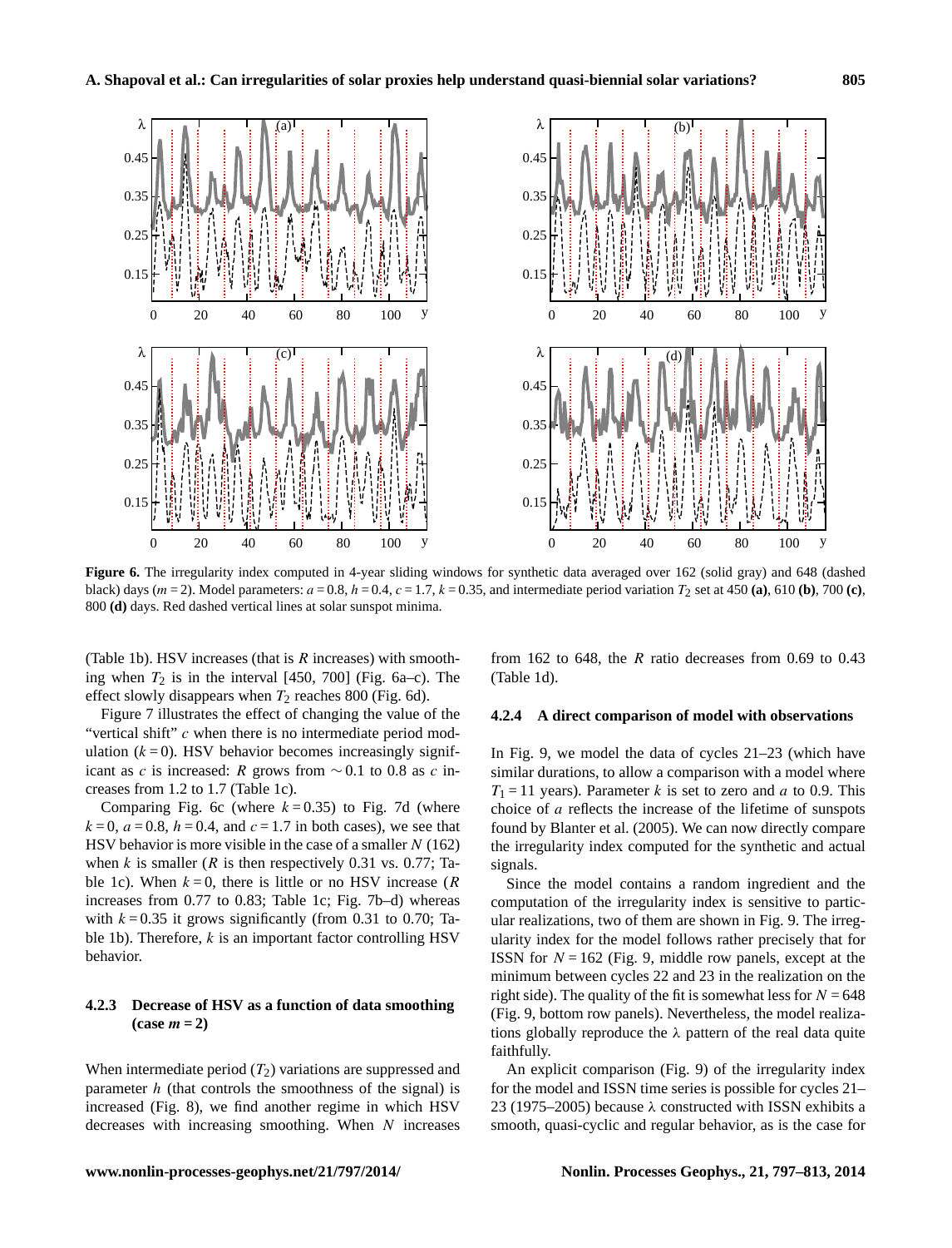λ (a)
0.45
0.35
0.25
0.15
0 20 40 60 80 100 y

λ (b)
0.45
0.35
0.25
0.15
0 20 40 60 80 100 y

λ (c)
0.45
0.35
0.25
0.15
0 20 40 60 80 100 y

λ (d)
0.45
0.35
0.25
0.15
0 20 40 60 80 100 y

**Figure 6.** The irregularity index computed in 4-year sliding windows for synthetic data averaged over 162 (solid gray) and 648 (dashed black) days ($m = 2$). Model parameters: $a = 0.8$, $h = 0.4$, $c = 1.7$, $k = 0.35$, and intermediate period variation $T_2$ set at 450 **(a)**, 610 **(b)**, 700 **(c)**, 800 **(d)** days. Red dashed vertical lines at solar sunspot minima.

(Table 1b). HSV increases (that is $R$ increases) with smoothing when $T_2$ is in the interval [450, 700] (Fig. 6a–c). The effect slowly disappears when $T_2$ reaches 800 (Fig. 6d).

Figure 7 illustrates the effect of changing the value of the "vertical shift" $c$ when there is no intermediate period modulation ($k = 0$). HSV behavior becomes increasingly significant as $c$ is increased: $R$ grows from $\sim 0.1$ to 0.8 as $c$ increases from 1.2 to 1.7 (Table 1c).

Comparing Fig. 6c (where $k = 0.35$) to Fig. 7d (where $k = 0$, $a = 0.8$, $h = 0.4$, and $c = 1.7$ in both cases), we see that HSV behavior is more visible in the case of a smaller $N$ (162) when $k$ is smaller ($R$ is then respectively 0.31 vs. 0.77; Table 1c). When $k = 0$, there is little or no HSV increase ($R$ increases from 0.77 to 0.83; Table 1c; Fig. 7b–d) whereas with $k = 0.35$ it grows significantly (from 0.31 to 0.70; Table 1b). Therefore, $k$ is an important factor controlling HSV behavior.

#### 4.2.3 Decrease of HSV as a function of data smoothing (case $m = 2$)

When intermediate period ($T_2$) variations are suppressed and parameter $h$ (that controls the smoothness of the signal) is increased (Fig. 8), we find another regime in which HSV decreases with increasing smoothing. When $N$ increases from 162 to 648, the $R$ ratio decreases from 0.69 to 0.43 (Table 1d).

#### 4.2.4 A direct comparison of model with observations

In Fig. 9, we model the data of cycles 21–23 (which have similar durations, to allow a comparison with a model where $T_1 = 11$ years). Parameter $k$ is set to zero and $a$ to 0.9. This choice of $a$ reflects the increase of the lifetime of sunspots found by Blanter et al. (2005). We can now directly compare the irregularity index computed for the synthetic and actual signals.

Since the model contains a random ingredient and the computation of the irregularity index is sensitive to particular realizations, two of them are shown in Fig. 9. The irregularity index for the model follows rather precisely that for ISSN for $N = 162$ (Fig. 9, middle row panels, except at the minimum between cycles 22 and 23 in the realization on the right side). The quality of the fit is somewhat less for $N = 648$ (Fig. 9, bottom row panels). Nevertheless, the model realizations globally reproduce the λ pattern of the real data quite faithfully.

An explicit comparison (Fig. 9) of the irregularity index for the model and ISSN time series is possible for cycles 21–23 (1975–2005) because λ constructed with ISSN exhibits a smooth, quasi-cyclic and regular behavior, as is the case for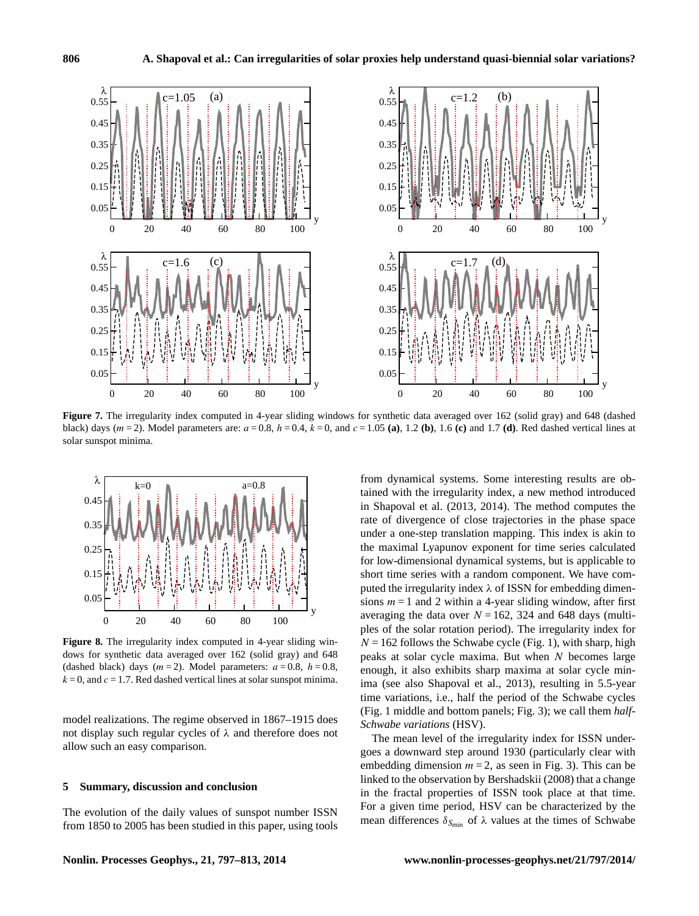λ

c=1.05 (a)

0.55
0.45
0.35
0.25
0.15
0.05

0 20 40 60 80 100 y

λ

c=1.2 (b)

0.55
0.45
0.35
0.25
0.15
0.05

0 20 40 60 80 100 y

λ

c=1.6 (c)

0.55
0.45
0.35
0.25
0.15
0.05

0 20 40 60 80 100 y

λ

c=1.7 (d)

0.55
0.45
0.35
0.25
0.15
0.05

0 20 40 60 80 100 y

**Figure 7.** The irregularity index computed in 4-year sliding windows for synthetic data averaged over 162 (solid gray) and 648 (dashed black) days ($m = 2$). Model parameters are: $a = 0.8$, $h = 0.4$, $k = 0$, and $c = 1.05$ **(a)**, 1.2 **(b)**, 1.6 **(c)** and 1.7 **(d)**. Red dashed vertical lines at solar sunspot minima.

λ

k=0 a=0.8

0.45
0.35
0.25
0.15
0.05

0 20 40 60 80 100 y

**Figure 8.** The irregularity index computed in 4-year sliding windows for synthetic data averaged over 162 (solid gray) and 648 (dashed black) days ($m = 2$). Model parameters: $a = 0.8$, $h = 0.8$, $k = 0$, and $c = 1.7$. Red dashed vertical lines at solar sunspot minima.

model realizations. The regime observed in 1867–1915 does not display such regular cycles of λ and therefore does not allow such an easy comparison.

## 5 Summary, discussion and conclusion

The evolution of the daily values of sunspot number ISSN from 1850 to 2005 has been studied in this paper, using tools from dynamical systems. Some interesting results are obtained with the irregularity index, a new method introduced in Shapoval et al. (2013, 2014). The method computes the rate of divergence of close trajectories in the phase space under a one-step translation mapping. This index is akin to the maximal Lyapunov exponent for time series calculated for low-dimensional dynamical systems, but is applicable to short time series with a random component. We have computed the irregularity index λ of ISSN for embedding dimensions $m = 1$ and 2 within a 4-year sliding window, after first averaging the data over $N = 162$, 324 and 648 days (multiples of the solar rotation period). The irregularity index for $N = 162$ follows the Schwabe cycle (Fig. 1), with sharp, high peaks at solar cycle maxima. But when $N$ becomes large enough, it also exhibits sharp maxima at solar cycle minima (see also Shapoval et al., 2013), resulting in 5.5-year time variations, i.e., half the period of the Schwabe cycles (Fig. 1 middle and bottom panels; Fig. 3); we call them *half-Schwabe variations* (HSV).

The mean level of the irregularity index for ISSN undergoes a downward step around 1930 (particularly clear with embedding dimension $m = 2$, as seen in Fig. 3). This can be linked to the observation by Bershadskii (2008) that a change in the fractal properties of ISSN took place at that time. For a given time period, HSV can be characterized by the mean differences $\delta_{S_{\min}}$ of λ values at the times of Schwabe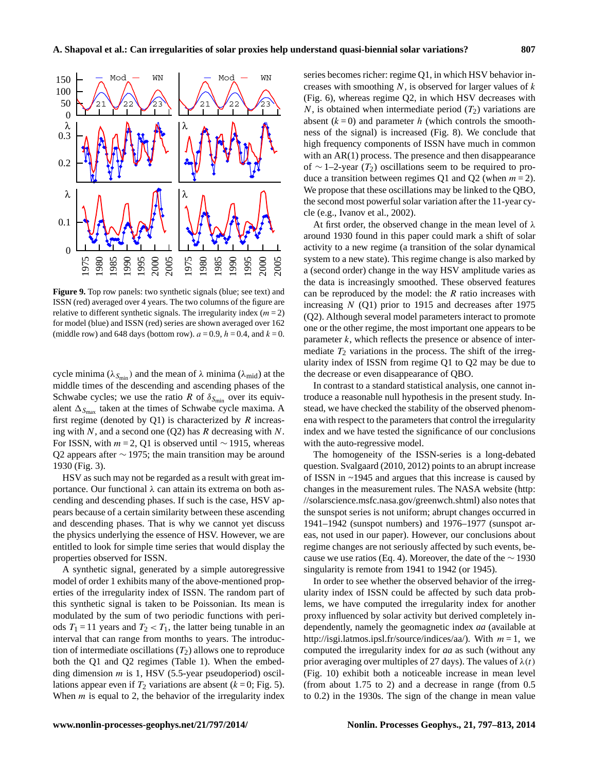150
100
50
0
— Mod — WN
21 22 23
— Mod — WN
21 22 23
λ
0.3
0.2
λ
λ
0.1
0
λ
1975 1980 1985 1990 1995 2000 2005
1975 1980 1985 1990 1995 2000 2005

**Figure 9.** Top row panels: two synthetic signals (blue; see text) and ISSN (red) averaged over 4 years. The two columns of the figure are relative to different synthetic signals. The irregularity index ($m = 2$) for model (blue) and ISSN (red) series are shown averaged over 162 (middle row) and 648 days (bottom row). $a = 0.9$, $h = 0.4$, and $k = 0$.

cycle minima ($\lambda_{S_{\min}}$) and the mean of $\lambda$ minima ($\lambda_{\text{mid}}$) at the middle times of the descending and ascending phases of the Schwabe cycles; we use the ratio $R$ of $\delta_{S_{\min}}$ over its equivalent $\Delta_{S_{\max}}$ taken at the times of Schwabe cycle maxima. A first regime (denoted by Q1) is characterized by $R$ increasing with $N$, and a second one (Q2) has $R$ decreasing with $N$. For ISSN, with $m = 2$, Q1 is observed until $\sim 1915$, whereas Q2 appears after $\sim 1975$; the main transition may be around 1930 (Fig. 3).

HSV as such may not be regarded as a result with great importance. Our functional $\lambda$ can attain its extrema on both ascending and descending phases. If such is the case, HSV appears because of a certain similarity between these ascending and descending phases. That is why we cannot yet discuss the physics underlying the essence of HSV. However, we are entitled to look for simple time series that would display the properties observed for ISSN.

A synthetic signal, generated by a simple autoregressive model of order 1 exhibits many of the above-mentioned properties of the irregularity index of ISSN. The random part of this synthetic signal is taken to be Poissonian. Its mean is modulated by the sum of two periodic functions with periods $T_1 = 11$ years and $T_2 < T_1$, the latter being tunable in an interval that can range from months to years. The introduction of intermediate oscillations ($T_2$) allows one to reproduce both the Q1 and Q2 regimes (Table 1). When the embedding dimension $m$ is 1, HSV (5.5-year pseudoperiod) oscillations appear even if $T_2$ variations are absent ($k = 0$; Fig. 5). When $m$ is equal to 2, the behavior of the irregularity index series becomes richer: regime Q1, in which HSV behavior increases with smoothing $N$, is observed for larger values of $k$ (Fig. 6), whereas regime Q2, in which HSV decreases with $N$, is obtained when intermediate period ($T_2$) variations are absent ($k = 0$) and parameter $h$ (which controls the smoothness of the signal) is increased (Fig. 8). We conclude that high frequency components of ISSN have much in common with an AR(1) process. The presence and then disappearance of $\sim$ 1–2-year ($T_2$) oscillations seem to be required to produce a transition between regimes Q1 and Q2 (when $m = 2$). We propose that these oscillations may be linked to the QBO, the second most powerful solar variation after the 11-year cycle (e.g., Ivanov et al., 2002).

At first order, the observed change in the mean level of $\lambda$ around 1930 found in this paper could mark a shift of solar activity to a new regime (a transition of the solar dynamical system to a new state). This regime change is also marked by a (second order) change in the way HSV amplitude varies as the data is increasingly smoothed. These observed features can be reproduced by the model: the $R$ ratio increases with increasing $N$ (Q1) prior to 1915 and decreases after 1975 (Q2). Although several model parameters interact to promote one or the other regime, the most important one appears to be parameter $k$, which reflects the presence or absence of intermediate $T_2$ variations in the process. The shift of the irregularity index of ISSN from regime Q1 to Q2 may be due to the decrease or even disappearance of QBO.

In contrast to a standard statistical analysis, one cannot introduce a reasonable null hypothesis in the present study. Instead, we have checked the stability of the observed phenomena with respect to the parameters that control the irregularity index and we have tested the significance of our conclusions with the auto-regressive model.

The homogeneity of the ISSN-series is a long-debated question. Svalgaard (2010, 2012) points to an abrupt increase of ISSN in ~1945 and argues that this increase is caused by changes in the measurement rules. The NASA website (http://solarscience.msfc.nasa.gov/greenwch.shtml) also notes that the sunspot series is not uniform; abrupt changes occurred in 1941–1942 (sunspot numbers) and 1976–1977 (sunspot areas, not used in our paper). However, our conclusions about regime changes are not seriously affected by such events, because we use ratios (Eq. 4). Moreover, the date of the $\sim 1930$ singularity is remote from 1941 to 1942 (or 1945).

In order to see whether the observed behavior of the irregularity index of ISSN could be affected by such data problems, we have computed the irregularity index for another proxy influenced by solar activity but derived completely independently, namely the geomagnetic index *aa* (available at http://isgi.latmos.ipsl.fr/source/indices/aa/). With $m = 1$, we computed the irregularity index for *aa* as such (without any prior averaging over multiples of 27 days). The values of $\lambda(t)$ (Fig. 10) exhibit both a noticeable increase in mean level (from about 1.75 to 2) and a decrease in range (from 0.5 to 0.2) in the 1930s. The sign of the change in mean value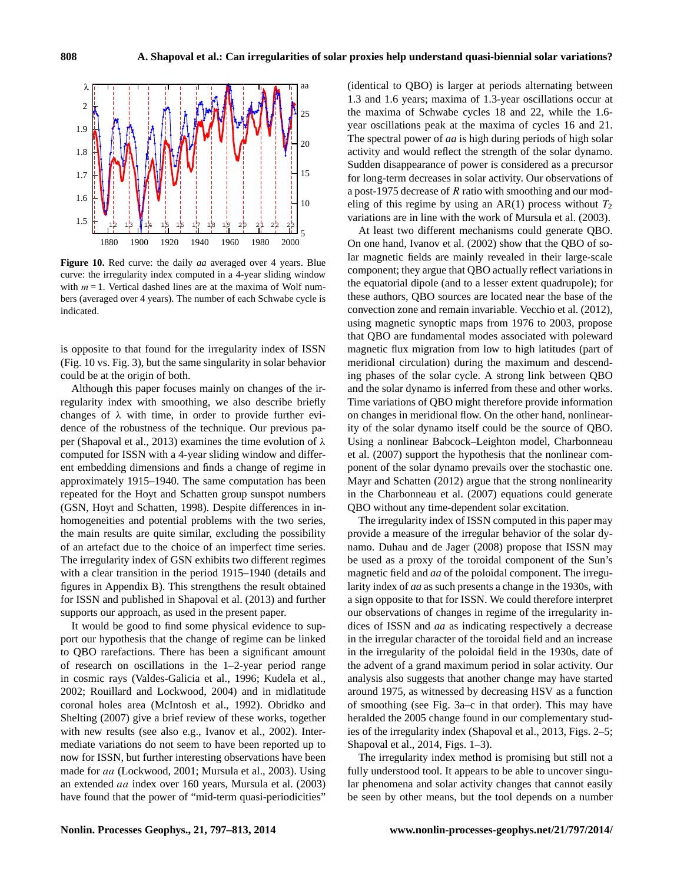λ

aa

2

1.9

1.8

1.7

1.6

1.5

25

20

15

10

5

12 13 14 15 16 17 18 19 20 21 22 23

1880 1900 1920 1940 1960 1980 2000

**Figure 10.** Red curve: the daily *aa* averaged over 4 years. Blue curve: the irregularity index computed in a 4-year sliding window with $m = 1$. Vertical dashed lines are at the maxima of Wolf numbers (averaged over 4 years). The number of each Schwabe cycle is indicated.

is opposite to that found for the irregularity index of ISSN (Fig. 10 vs. Fig. 3), but the same singularity in solar behavior could be at the origin of both.

Although this paper focuses mainly on changes of the irregularity index with smoothing, we also describe briefly changes of $\lambda$ with time, in order to provide further evidence of the robustness of the technique. Our previous paper (Shapoval et al., 2013) examines the time evolution of $\lambda$ computed for ISSN with a 4-year sliding window and different embedding dimensions and finds a change of regime in approximately 1915–1940. The same computation has been repeated for the Hoyt and Schatten group sunspot numbers (GSN, Hoyt and Schatten, 1998). Despite differences in inhomogeneities and potential problems with the two series, the main results are quite similar, excluding the possibility of an artefact due to the choice of an imperfect time series. The irregularity index of GSN exhibits two different regimes with a clear transition in the period 1915–1940 (details and figures in Appendix B). This strengthens the result obtained for ISSN and published in Shapoval et al. (2013) and further supports our approach, as used in the present paper.

It would be good to find some physical evidence to support our hypothesis that the change of regime can be linked to QBO rarefactions. There has been a significant amount of research on oscillations in the 1–2-year period range in cosmic rays (Valdes-Galicia et al., 1996; Kudela et al., 2002; Rouillard and Lockwood, 2004) and in midlatitude coronal holes area (McIntosh et al., 1992). Obridko and Shelting (2007) give a brief review of these works, together with new results (see also e.g., Ivanov et al., 2002). Intermediate variations do not seem to have been reported up to now for ISSN, but further interesting observations have been made for *aa* (Lockwood, 2001; Mursula et al., 2003). Using an extended *aa* index over 160 years, Mursula et al. (2003) have found that the power of "mid-term quasi-periodicities" (identical to QBO) is larger at periods alternating between 1.3 and 1.6 years; maxima of 1.3-year oscillations occur at the maxima of Schwabe cycles 18 and 22, while the 1.6-year oscillations peak at the maxima of cycles 16 and 21. The spectral power of *aa* is high during periods of high solar activity and would reflect the strength of the solar dynamo. Sudden disappearance of power is considered as a precursor for long-term decreases in solar activity. Our observations of a post-1975 decrease of $R$ ratio with smoothing and our modeling of this regime by using an AR(1) process without $T_2$ variations are in line with the work of Mursula et al. (2003).

At least two different mechanisms could generate QBO. On one hand, Ivanov et al. (2002) show that the QBO of solar magnetic fields are mainly revealed in their large-scale component; they argue that QBO actually reflect variations in the equatorial dipole (and to a lesser extent quadrupole); for these authors, QBO sources are located near the base of the convection zone and remain invariable. Vecchio et al. (2012), using magnetic synoptic maps from 1976 to 2003, propose that QBO are fundamental modes associated with poleward magnetic flux migration from low to high latitudes (part of meridional circulation) during the maximum and descending phases of the solar cycle. A strong link between QBO and the solar dynamo is inferred from these and other works. Time variations of QBO might therefore provide information on changes in meridional flow. On the other hand, nonlinearity of the solar dynamo itself could be the source of QBO. Using a nonlinear Babcock–Leighton model, Charbonneau et al. (2007) support the hypothesis that the nonlinear component of the solar dynamo prevails over the stochastic one. Mayr and Schatten (2012) argue that the strong nonlinearity in the Charbonneau et al. (2007) equations could generate QBO without any time-dependent solar excitation.

The irregularity index of ISSN computed in this paper may provide a measure of the irregular behavior of the solar dynamo. Duhau and de Jager (2008) propose that ISSN may be used as a proxy of the toroidal component of the Sun's magnetic field and *aa* of the poloidal component. The irregularity index of *aa* as such presents a change in the 1930s, with a sign opposite to that for ISSN. We could therefore interpret our observations of changes in regime of the irregularity indices of ISSN and *aa* as indicating respectively a decrease in the irregular character of the toroidal field and an increase in the irregularity of the poloidal field in the 1930s, date of the advent of a grand maximum period in solar activity. Our analysis also suggests that another change may have started around 1975, as witnessed by decreasing HSV as a function of smoothing (see Fig. 3a–c in that order). This may have heralded the 2005 change found in our complementary studies of the irregularity index (Shapoval et al., 2013, Figs. 2–5; Shapoval et al., 2014, Figs. 1–3).

The irregularity index method is promising but still not a fully understood tool. It appears to be able to uncover singular phenomena and solar activity changes that cannot easily be seen by other means, but the tool depends on a number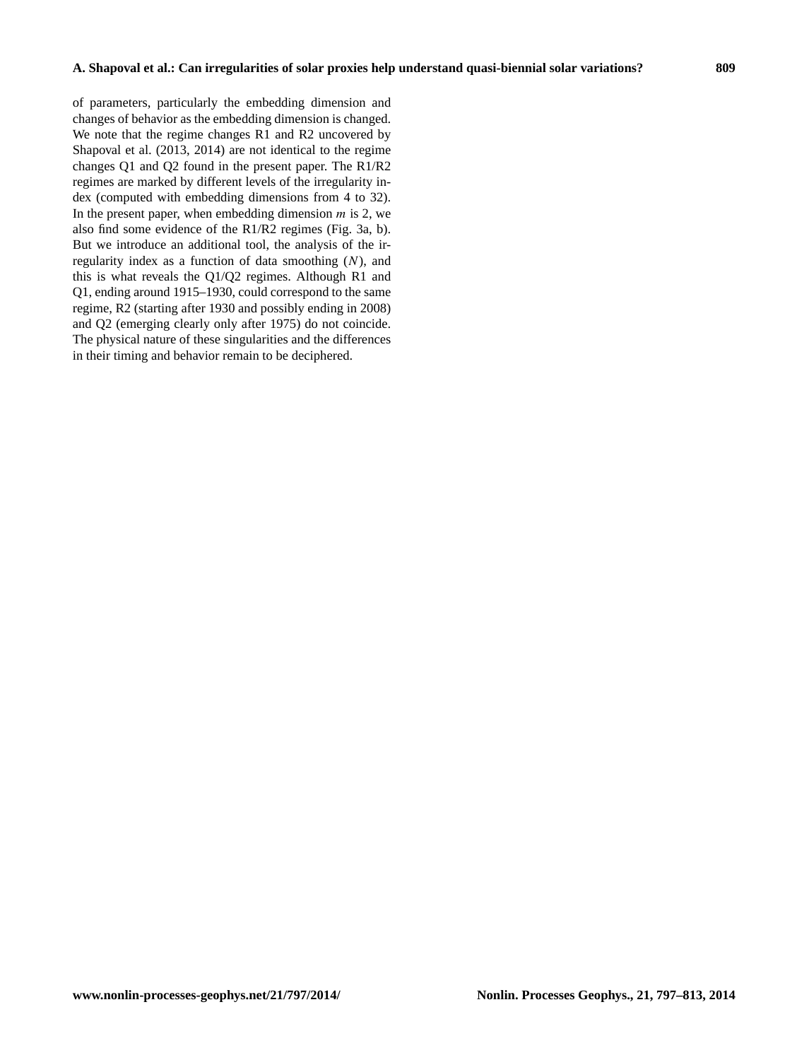of parameters, particularly the embedding dimension and changes of behavior as the embedding dimension is changed. We note that the regime changes R1 and R2 uncovered by Shapoval et al. (2013, 2014) are not identical to the regime changes Q1 and Q2 found in the present paper. The R1/R2 regimes are marked by different levels of the irregularity index (computed with embedding dimensions from 4 to 32). In the present paper, when embedding dimension $m$ is 2, we also find some evidence of the R1/R2 regimes (Fig. 3a, b). But we introduce an additional tool, the analysis of the irregularity index as a function of data smoothing ($N$), and this is what reveals the Q1/Q2 regimes. Although R1 and Q1, ending around 1915–1930, could correspond to the same regime, R2 (starting after 1930 and possibly ending in 2008) and Q2 (emerging clearly only after 1975) do not coincide. The physical nature of these singularities and the differences in their timing and behavior remain to be deciphered.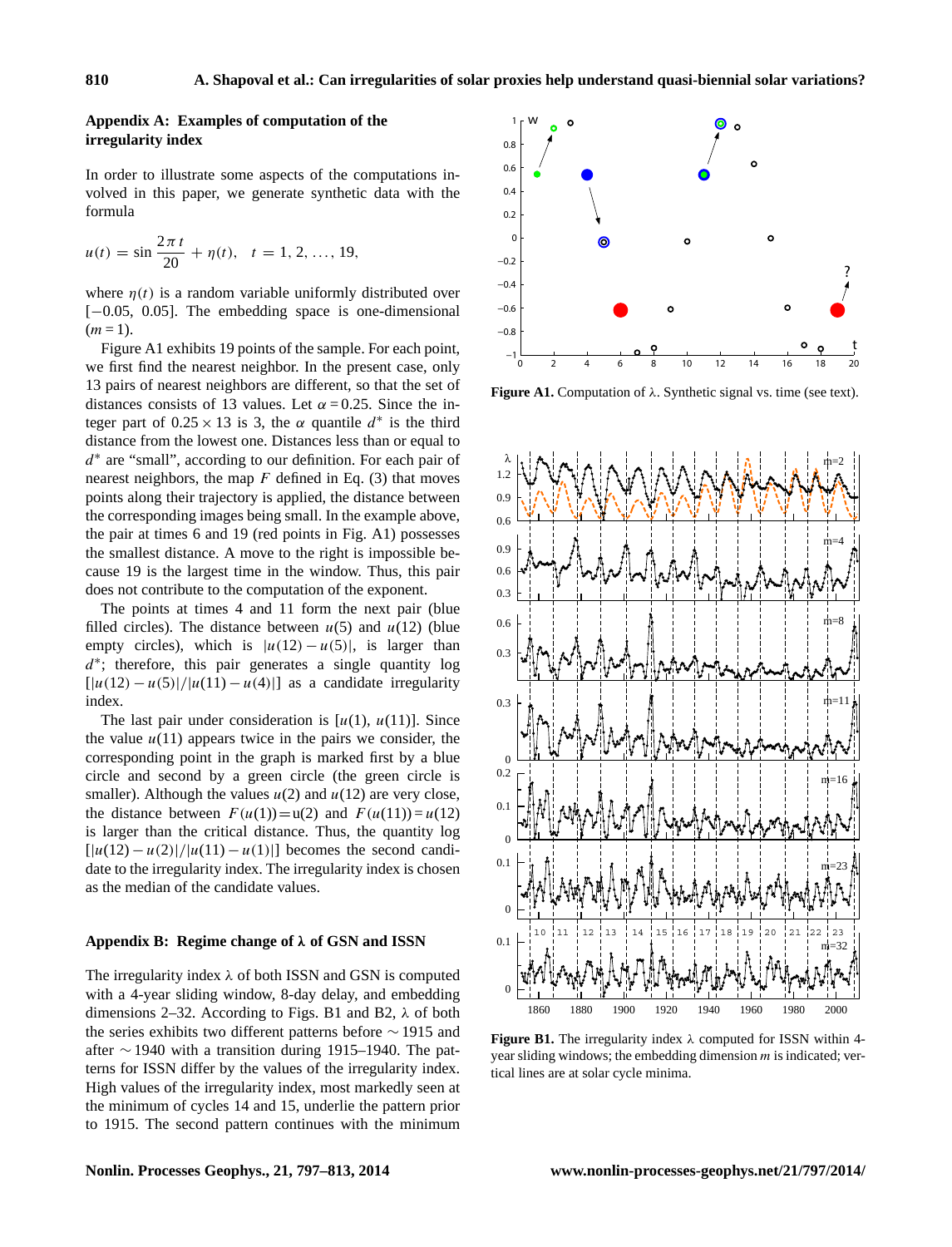## Appendix A: Examples of computation of the irregularity index

In order to illustrate some aspects of the computations involved in this paper, we generate synthetic data with the formula

$$u(t) = \sin\frac{2\pi t}{20} + \eta(t), \quad t = 1, 2, \ldots, 19,$$

where $\eta(t)$ is a random variable uniformly distributed over $[-0.05,\ 0.05]$. The embedding space is one-dimensional ($m = 1$).

Figure A1 exhibits 19 points of the sample. For each point, we first find the nearest neighbor. In the present case, only 13 pairs of nearest neighbors are different, so that the set of distances consists of 13 values. Let $\alpha = 0.25$. Since the integer part of $0.25 \times 13$ is 3, the $\alpha$ quantile $d^*$ is the third distance from the lowest one. Distances less than or equal to $d^*$ are "small", according to our definition. For each pair of nearest neighbors, the map $F$ defined in Eq. (3) that moves points along their trajectory is applied, the distance between the corresponding images being small. In the example above, the pair at times 6 and 19 (red points in Fig. A1) possesses the smallest distance. A move to the right is impossible because 19 is the largest time in the window. Thus, this pair does not contribute to the computation of the exponent.

The points at times 4 and 11 form the next pair (blue filled circles). The distance between $u(5)$ and $u(12)$ (blue empty circles), which is $|u(12) - u(5)|$, is larger than $d^*$; therefore, this pair generates a single quantity $\log[|u(12) - u(5)|/|u(11) - u(4)|]$ as a candidate irregularity index.

The last pair under consideration is $[u(1),\ u(11)]$. Since the value $u(11)$ appears twice in the pairs we consider, the corresponding point in the graph is marked first by a blue circle and second by a green circle (the green circle is smaller). Although the values $u(2)$ and $u(12)$ are very close, the distance between $F(u(1)) = u(2)$ and $F(u(11)) = u(12)$ is larger than the critical distance. Thus, the quantity $\log[|u(12) - u(2)|/|u(11) - u(1)|]$ becomes the second candidate to the irregularity index. The irregularity index is chosen as the median of the candidate values.

**Figure A1.** Computation of $\lambda$. Synthetic signal vs. time (see text).

**Figure B1.** The irregularity index $\lambda$ computed for ISSN within 4-year sliding windows; the embedding dimension $m$ is indicated; vertical lines are at solar cycle minima.

## Appendix B: Regime change of $\lambda$ of GSN and ISSN

The irregularity index $\lambda$ of both ISSN and GSN is computed with a 4-year sliding window, 8-day delay, and embedding dimensions 2–32. According to Figs. B1 and B2, $\lambda$ of both the series exhibits two different patterns before $\sim$ 1915 and after $\sim$ 1940 with a transition during 1915–1940. The patterns for ISSN differ by the values of the irregularity index. High values of the irregularity index, most markedly seen at the minimum of cycles 14 and 15, underlie the pattern prior to 1915. The second pattern continues with the minimum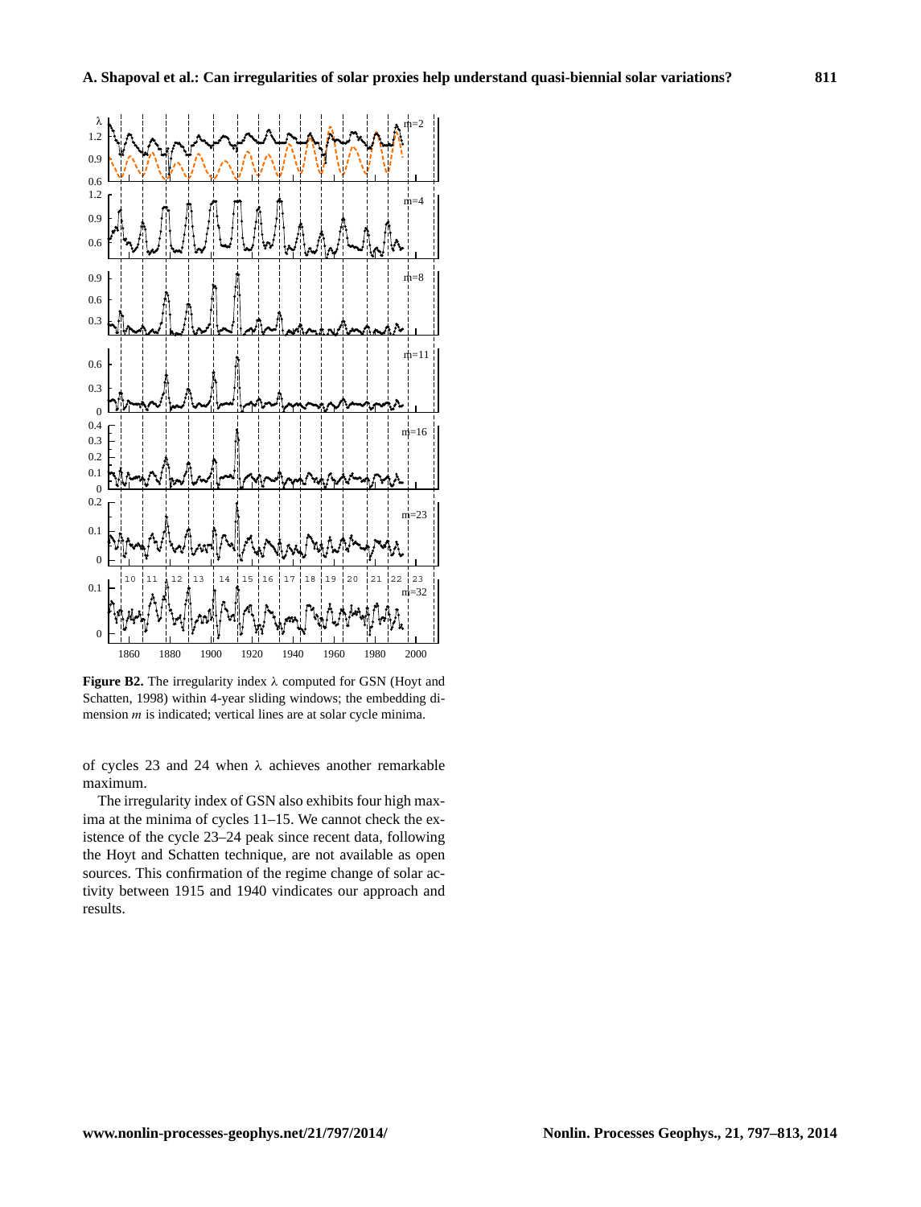λ

1.2

0.9

0.6

m=2

1.2

0.9

0.6

m=4

0.9

0.6

0.3

m=8

0.6

0.3

0

m=11

0.4

0.3

0.2

0.1

0

m=16

0.2

0.1

0

m=23

10 11 12 13 14 15 16 17 18 19 20 21 22 23

0.1

0

m=32

1860 1880 1900 1920 1940 1960 1980 2000

**Figure B2.** The irregularity index λ computed for GSN (Hoyt and Schatten, 1998) within 4-year sliding windows; the embedding dimension $m$ is indicated; vertical lines are at solar cycle minima.

of cycles 23 and 24 when λ achieves another remarkable maximum.

The irregularity index of GSN also exhibits four high maxima at the minima of cycles 11–15. We cannot check the existence of the cycle 23–24 peak since recent data, following the Hoyt and Schatten technique, are not available as open sources. This confirmation of the regime change of solar activity between 1915 and 1940 vindicates our approach and results.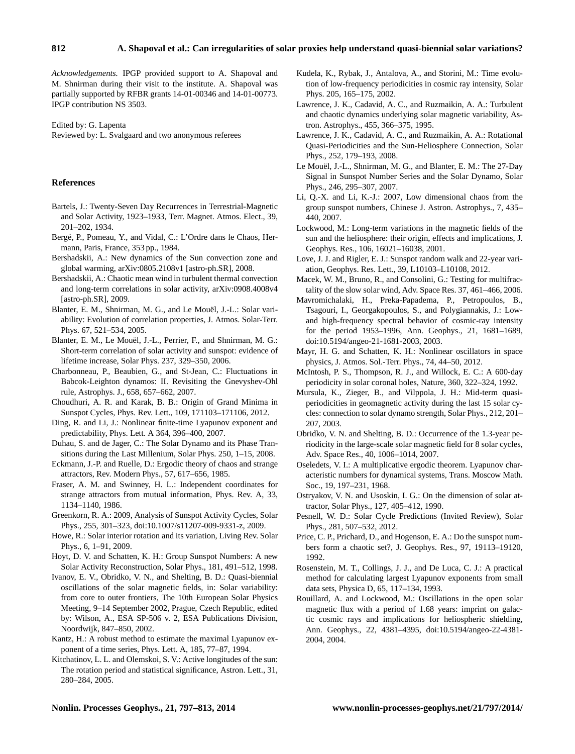*Acknowledgements.* IPGP provided support to A. Shapoval and M. Shnirman during their visit to the institute. A. Shapoval was partially supported by RFBR grants 14-01-00346 and 14-01-00773. IPGP contribution NS 3503.

Edited by: G. Lapenta
Reviewed by: L. Svalgaard and two anonymous referees

## References

Bartels, J.: Twenty-Seven Day Recurrences in Terrestrial-Magnetic and Solar Activity, 1923–1933, Terr. Magnet. Atmos. Elect., 39, 201–202, 1934.

Bergé, P., Pomeau, Y., and Vidal, C.: L'Ordre dans le Chaos, Hermann, Paris, France, 353 pp., 1984.

Bershadskii, A.: New dynamics of the Sun convection zone and global warming, arXiv:0805.2108v1 [astro-ph.SR], 2008.

Bershadskii, A.: Chaotic mean wind in turbulent thermal convection and long-term correlations in solar activity, arXiv:0908.4008v4 [astro-ph.SR], 2009.

Blanter, E. M., Shnirman, M. G., and Le Mouël, J.-L.: Solar variability: Evolution of correlation properties, J. Atmos. Solar-Terr. Phys. 67, 521–534, 2005.

Blanter, E. M., Le Mouël, J.-L., Perrier, F., and Shnirman, M. G.: Short-term correlation of solar activity and sunspot: evidence of lifetime increase, Solar Phys. 237, 329–350, 2006.

Charbonneau, P., Beaubien, G., and St-Jean, C.: Fluctuations in Babcok-Leighton dynamos: II. Revisiting the Gnevyshev-Ohl rule, Astrophys. J., 658, 657–662, 2007.

Choudhuri, A. R. and Karak, B. B.: Origin of Grand Minima in Sunspot Cycles, Phys. Rev. Lett., 109, 171103–171106, 2012.

Ding, R. and Li, J.: Nonlinear finite-time Lyapunov exponent and predictability, Phys. Lett. A 364, 396–400, 2007.

Duhau, S. and de Jager, C.: The Solar Dynamo and its Phase Transitions during the Last Millenium, Solar Phys. 250, 1–15, 2008.

Eckmann, J.-P. and Ruelle, D.: Ergodic theory of chaos and strange attractors, Rev. Modern Phys., 57, 617–656, 1985.

Fraser, A. M. and Swinney, H. L.: Independent coordinates for strange attractors from mutual information, Phys. Rev. A, 33, 1134–1140, 1986.

Greenkorn, R. A.: 2009, Analysis of Sunspot Activity Cycles, Solar Phys., 255, 301–323, doi:10.1007/s11207-009-9331-z, 2009.

Howe, R.: Solar interior rotation and its variation, Living Rev. Solar Phys., 6, 1–91, 2009.

Hoyt, D. V. and Schatten, K. H.: Group Sunspot Numbers: A new Solar Activity Reconstruction, Solar Phys., 181, 491–512, 1998.

Ivanov, E. V., Obridko, V. N., and Shelting, B. D.: Quasi-biennial oscillations of the solar magnetic fields, in: Solar variability: from core to outer frontiers, The 10th European Solar Physics Meeting, 9–14 September 2002, Prague, Czech Republic, edited by: Wilson, A., ESA SP-506 v. 2, ESA Publications Division, Noordwijk, 847–850, 2002.

Kantz, H.: A robust method to estimate the maximal Lyapunov exponent of a time series, Phys. Lett. A, 185, 77–87, 1994.

Kitchatinov, L. L. and Olemskoi, S. V.: Active longitudes of the sun: The rotation period and statistical significance, Astron. Lett., 31, 280–284, 2005.

Kudela, K., Rybak, J., Antalova, A., and Storini, M.: Time evolution of low-frequency periodicities in cosmic ray intensity, Solar Phys. 205, 165–175, 2002.

Lawrence, J. K., Cadavid, A. C., and Ruzmaikin, A. A.: Turbulent and chaotic dynamics underlying solar magnetic variability, Astron. Astrophys., 455, 366–375, 1995.

Lawrence, J. K., Cadavid, A. C., and Ruzmaikin, A. A.: Rotational Quasi-Periodicities and the Sun-Heliosphere Connection, Solar Phys., 252, 179–193, 2008.

Le Mouël, J.-L., Shnirman, M. G., and Blanter, E. M.: The 27-Day Signal in Sunspot Number Series and the Solar Dynamo, Solar Phys., 246, 295–307, 2007.

Li, Q.-X. and Li, K.-J.: 2007, Low dimensional chaos from the group sunspot numbers, Chinese J. Astron. Astrophys., 7, 435–440, 2007.

Lockwood, M.: Long-term variations in the magnetic fields of the sun and the heliosphere: their origin, effects and implications, J. Geophys. Res., 106, 16021–16038, 2001.

Love, J. J. and Rigler, E. J.: Sunspot random walk and 22-year variation, Geophys. Res. Lett., 39, L10103–L10108, 2012.

Macek, W. M., Bruno, R., and Consolini, G.: Testing for multifractality of the slow solar wind, Adv. Space Res. 37, 461–466, 2006.

Mavromichalaki, H., Preka-Papadema, P., Petropoulos, B., Tsagouri, I., Georgakopoulos, S., and Polygiannakis, J.: Low- and high-frequency spectral behavior of cosmic-ray intensity for the period 1953–1996, Ann. Geophys., 21, 1681–1689, doi:10.5194/angeo-21-1681-2003, 2003.

Mayr, H. G. and Schatten, K. H.: Nonlinear oscillators in space physics, J. Atmos. Sol.-Terr. Phys., 74, 44–50, 2012.

McIntosh, P. S., Thompson, R. J., and Willock, E. C.: A 600-day periodicity in solar coronal holes, Nature, 360, 322–324, 1992.

Mursula, K., Zieger, B., and Vilppola, J. H.: Mid-term quasi-periodicities in geomagnetic activity during the last 15 solar cycles: connection to solar dynamo strength, Solar Phys., 212, 201–207, 2003.

Obridko, V. N. and Shelting, B. D.: Occurrence of the 1.3-year periodicity in the large-scale solar magnetic field for 8 solar cycles, Adv. Space Res., 40, 1006–1014, 2007.

Oseledets, V. I.: A multiplicative ergodic theorem. Lyapunov characteristic numbers for dynamical systems, Trans. Moscow Math. Soc., 19, 197–231, 1968.

Ostryakov, V. N. and Usoskin, I. G.: On the dimension of solar attractor, Solar Phys., 127, 405–412, 1990.

Pesnell, W. D.: Solar Cycle Predictions (Invited Review), Solar Phys., 281, 507–532, 2012.

Price, C. P., Prichard, D., and Hogenson, E. A.: Do the sunspot numbers form a chaotic set?, J. Geophys. Res., 97, 19113–19120, 1992.

Rosenstein, M. T., Collings, J. J., and De Luca, C. J.: A practical method for calculating largest Lyapunov exponents from small data sets, Physica D, 65, 117–134, 1993.

Rouillard, A. and Lockwood, M.: Oscillations in the open solar magnetic flux with a period of 1.68 years: imprint on galactic cosmic rays and implications for heliospheric shielding, Ann. Geophys., 22, 4381–4395, doi:10.5194/angeo-22-4381-2004, 2004.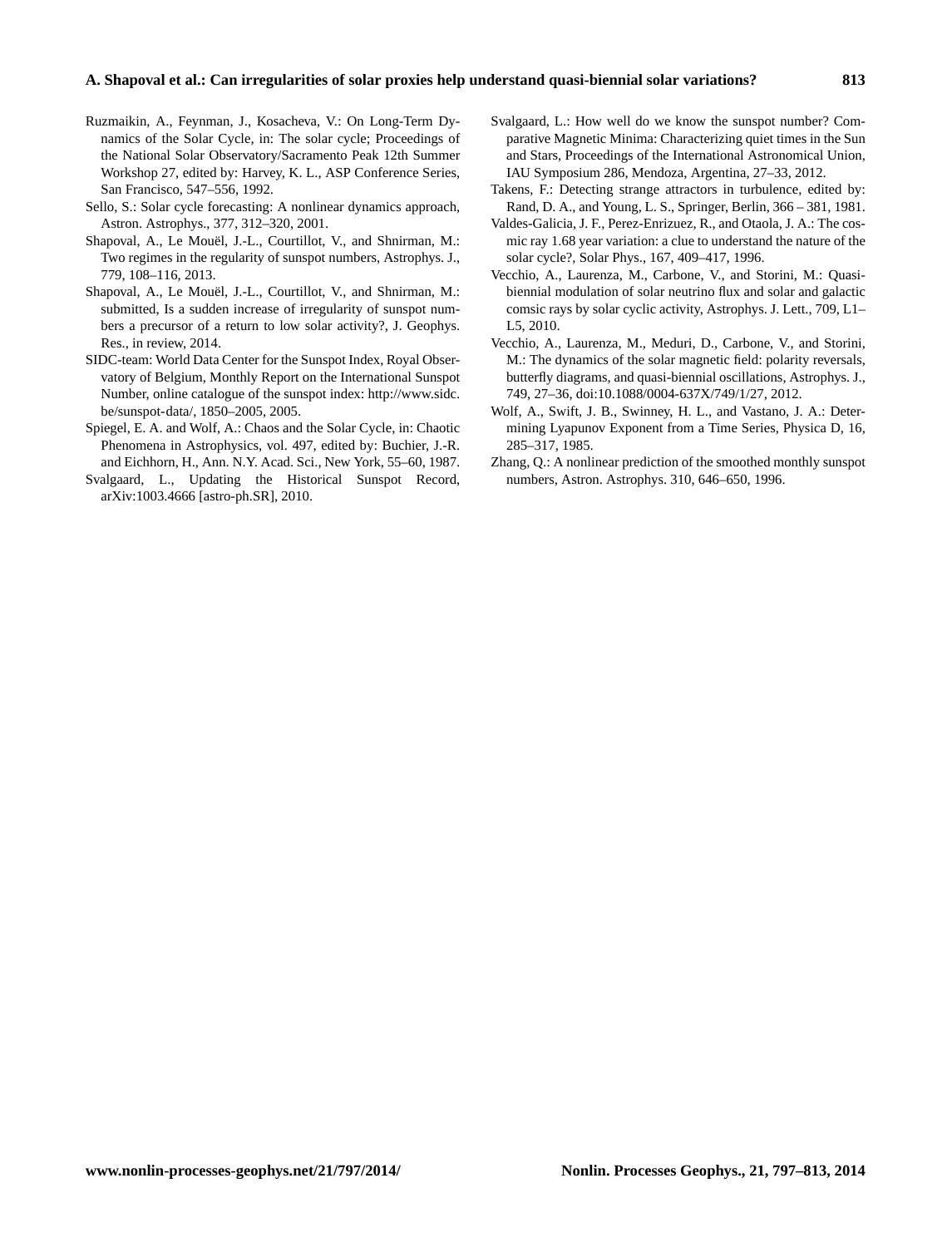Ruzmaikin, A., Feynman, J., Kosacheva, V.: On Long-Term Dynamics of the Solar Cycle, in: The solar cycle; Proceedings of the National Solar Observatory/Sacramento Peak 12th Summer Workshop 27, edited by: Harvey, K. L., ASP Conference Series, San Francisco, 547–556, 1992.

Sello, S.: Solar cycle forecasting: A nonlinear dynamics approach, Astron. Astrophys., 377, 312–320, 2001.

Shapoval, A., Le Mouël, J.-L., Courtillot, V., and Shnirman, M.: Two regimes in the regularity of sunspot numbers, Astrophys. J., 779, 108–116, 2013.

Shapoval, A., Le Mouël, J.-L., Courtillot, V., and Shnirman, M.: submitted, Is a sudden increase of irregularity of sunspot numbers a precursor of a return to low solar activity?, J. Geophys. Res., in review, 2014.

SIDC-team: World Data Center for the Sunspot Index, Royal Observatory of Belgium, Monthly Report on the International Sunspot Number, online catalogue of the sunspot index: http://www.sidc.be/sunspot-data/, 1850–2005, 2005.

Spiegel, E. A. and Wolf, A.: Chaos and the Solar Cycle, in: Chaotic Phenomena in Astrophysics, vol. 497, edited by: Buchier, J.-R. and Eichhorn, H., Ann. N.Y. Acad. Sci., New York, 55–60, 1987.

Svalgaard, L., Updating the Historical Sunspot Record, arXiv:1003.4666 [astro-ph.SR], 2010.

Svalgaard, L.: How well do we know the sunspot number? Comparative Magnetic Minima: Characterizing quiet times in the Sun and Stars, Proceedings of the International Astronomical Union, IAU Symposium 286, Mendoza, Argentina, 27–33, 2012.

Takens, F.: Detecting strange attractors in turbulence, edited by: Rand, D. A., and Young, L. S., Springer, Berlin, 366 – 381, 1981.

Valdes-Galicia, J. F., Perez-Enrizuez, R., and Otaola, J. A.: The cosmic ray 1.68 year variation: a clue to understand the nature of the solar cycle?, Solar Phys., 167, 409–417, 1996.

Vecchio, A., Laurenza, M., Carbone, V., and Storini, M.: Quasi-biennial modulation of solar neutrino flux and solar and galactic comsic rays by solar cyclic activity, Astrophys. J. Lett., 709, L1–L5, 2010.

Vecchio, A., Laurenza, M., Meduri, D., Carbone, V., and Storini, M.: The dynamics of the solar magnetic field: polarity reversals, butterfly diagrams, and quasi-biennial oscillations, Astrophys. J., 749, 27–36, doi:10.1088/0004-637X/749/1/27, 2012.

Wolf, A., Swift, J. B., Swinney, H. L., and Vastano, J. A.: Determining Lyapunov Exponent from a Time Series, Physica D, 16, 285–317, 1985.

Zhang, Q.: A nonlinear prediction of the smoothed monthly sunspot numbers, Astron. Astrophys. 310, 646–650, 1996.